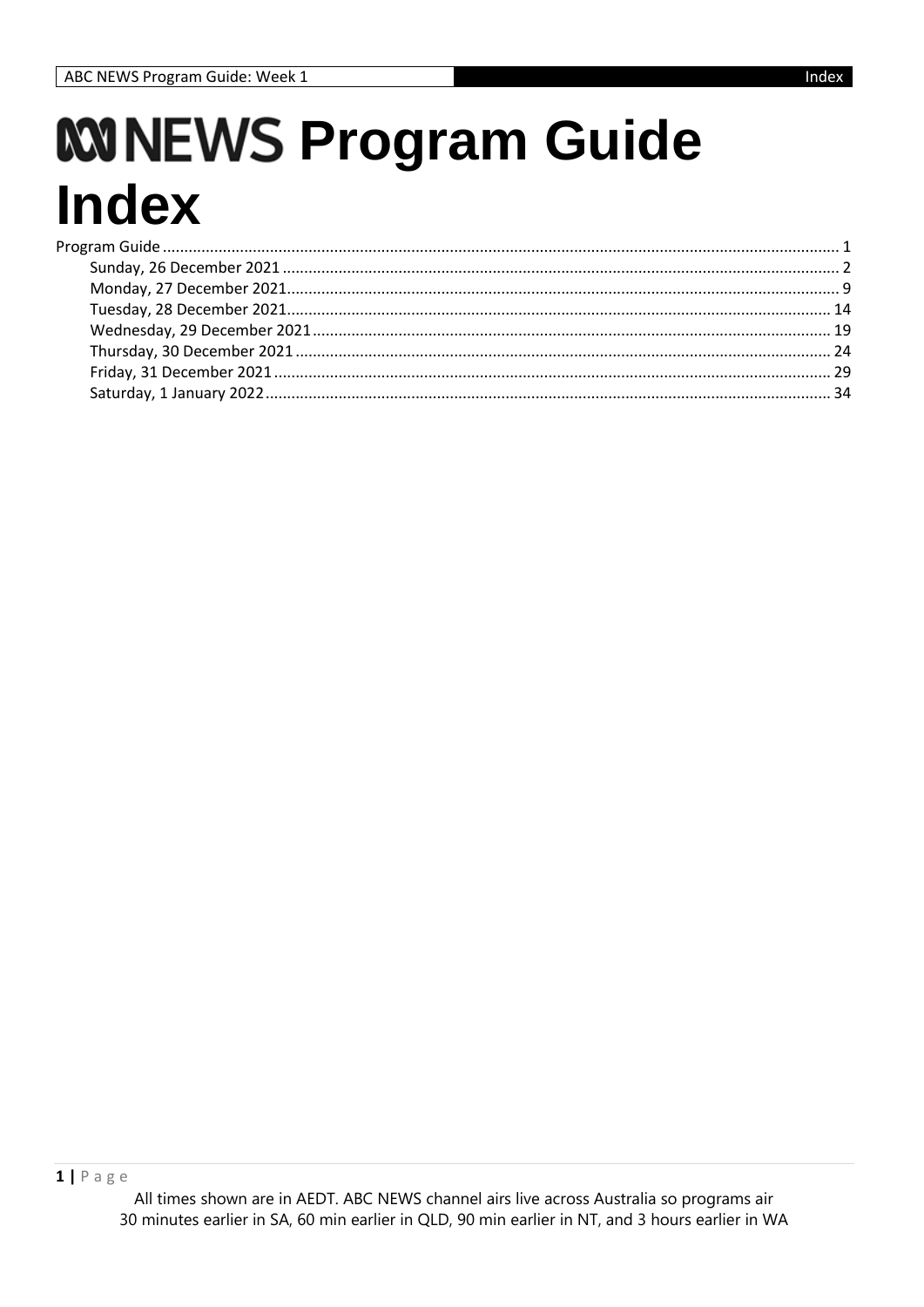# ABC NEWS Program Guide Index

Program Guide ........................................................................ 1

- Sunday, 26 December 2021 ........................................................................ 2
- Monday, 27 December 2021 ........................................................................ 9
- Tuesday, 28 December 2021 ........................................................................ 14
- Wednesday, 29 December 2021 ........................................................................ 19
- Thursday, 30 December 2021 ........................................................................ 24
- Friday, 31 December 2021 ........................................................................ 29
- Saturday, 1 January 2022 ........................................................................ 34

All times shown are in AEDT. ABC NEWS channel airs live across Australia so programs air 30 minutes earlier in SA, 60 min earlier in QLD, 90 min earlier in NT, and 3 hours earlier in WA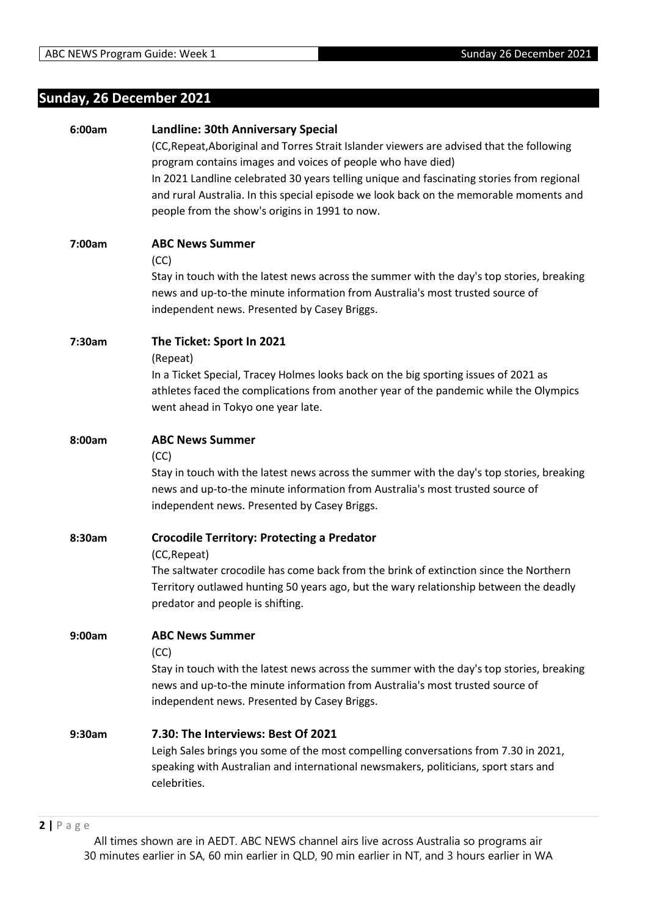## Sunday, 26 December 2021

**6:00am** **Landline: 30th Anniversary Special**

(CC,Repeat,Aboriginal and Torres Strait Islander viewers are advised that the following program contains images and voices of people who have died)

In 2021 Landline celebrated 30 years telling unique and fascinating stories from regional and rural Australia. In this special episode we look back on the memorable moments and people from the show's origins in 1991 to now.

**7:00am** **ABC News Summer**

(CC)

Stay in touch with the latest news across the summer with the day's top stories, breaking news and up-to-the minute information from Australia's most trusted source of independent news. Presented by Casey Briggs.

**7:30am** **The Ticket: Sport In 2021**

(Repeat)

In a Ticket Special, Tracey Holmes looks back on the big sporting issues of 2021 as athletes faced the complications from another year of the pandemic while the Olympics went ahead in Tokyo one year late.

**8:00am** **ABC News Summer**

(CC)

Stay in touch with the latest news across the summer with the day's top stories, breaking news and up-to-the minute information from Australia's most trusted source of independent news. Presented by Casey Briggs.

**8:30am** **Crocodile Territory: Protecting a Predator**

(CC,Repeat)

The saltwater crocodile has come back from the brink of extinction since the Northern Territory outlawed hunting 50 years ago, but the wary relationship between the deadly predator and people is shifting.

**9:00am** **ABC News Summer**

(CC)

Stay in touch with the latest news across the summer with the day's top stories, breaking news and up-to-the minute information from Australia's most trusted source of independent news. Presented by Casey Briggs.

**9:30am** **7.30: The Interviews: Best Of 2021**

Leigh Sales brings you some of the most compelling conversations from 7.30 in 2021, speaking with Australian and international newsmakers, politicians, sport stars and celebrities.

All times shown are in AEDT. ABC NEWS channel airs live across Australia so programs air 30 minutes earlier in SA, 60 min earlier in QLD, 90 min earlier in NT, and 3 hours earlier in WA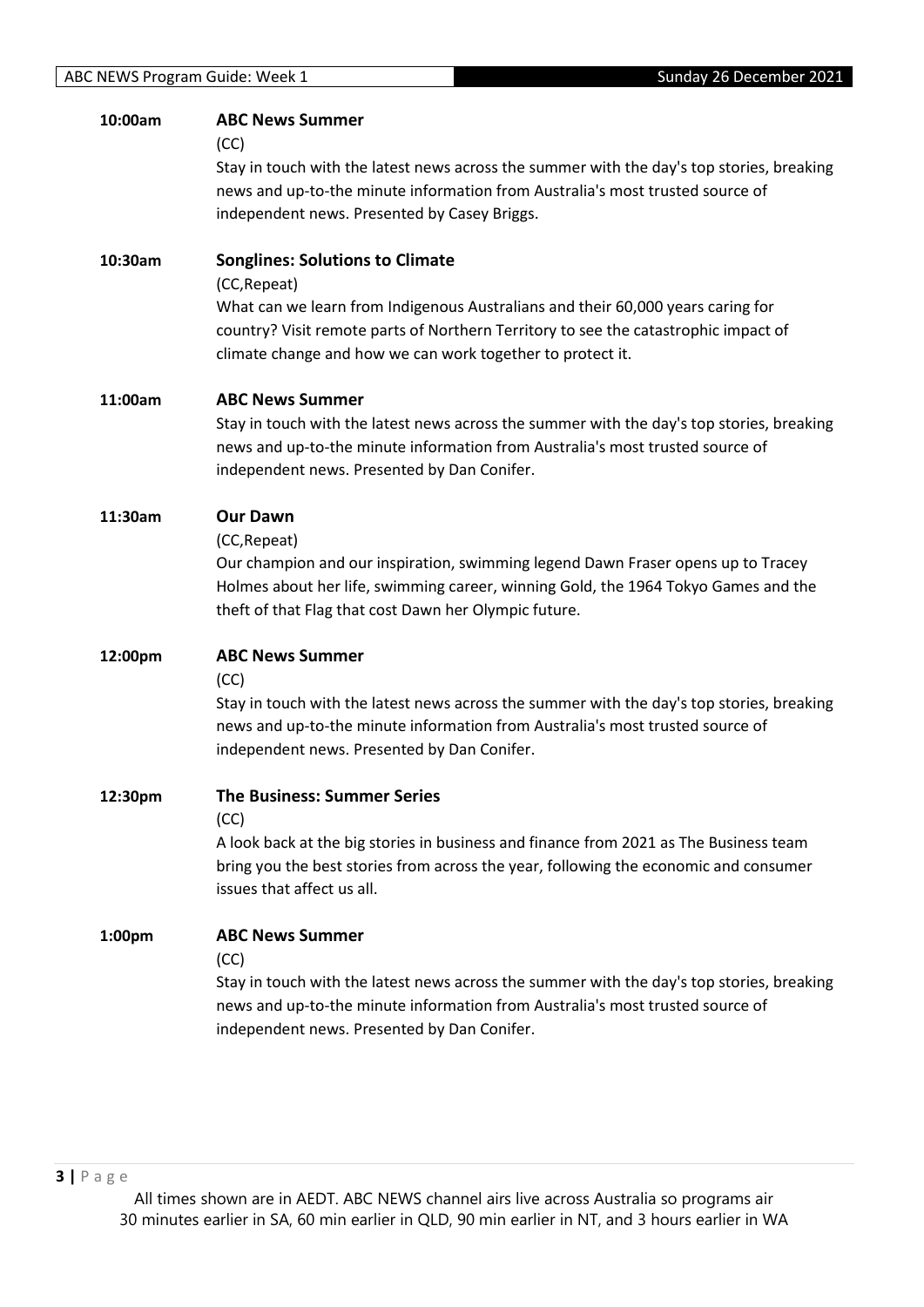**10:00am** **ABC News Summer**

(CC)

Stay in touch with the latest news across the summer with the day's top stories, breaking news and up-to-the minute information from Australia's most trusted source of independent news. Presented by Casey Briggs.

**10:30am** **Songlines: Solutions to Climate**

(CC,Repeat)

What can we learn from Indigenous Australians and their 60,000 years caring for country? Visit remote parts of Northern Territory to see the catastrophic impact of climate change and how we can work together to protect it.

**11:00am** **ABC News Summer**

Stay in touch with the latest news across the summer with the day's top stories, breaking news and up-to-the minute information from Australia's most trusted source of independent news. Presented by Dan Conifer.

**11:30am** **Our Dawn**

(CC,Repeat)

Our champion and our inspiration, swimming legend Dawn Fraser opens up to Tracey Holmes about her life, swimming career, winning Gold, the 1964 Tokyo Games and the theft of that Flag that cost Dawn her Olympic future.

**12:00pm** **ABC News Summer**

(CC)

Stay in touch with the latest news across the summer with the day's top stories, breaking news and up-to-the minute information from Australia's most trusted source of independent news. Presented by Dan Conifer.

**12:30pm** **The Business: Summer Series**

(CC)

A look back at the big stories in business and finance from 2021 as The Business team bring you the best stories from across the year, following the economic and consumer issues that affect us all.

**1:00pm** **ABC News Summer**

(CC)

Stay in touch with the latest news across the summer with the day's top stories, breaking news and up-to-the minute information from Australia's most trusted source of independent news. Presented by Dan Conifer.

All times shown are in AEDT. ABC NEWS channel airs live across Australia so programs air 30 minutes earlier in SA, 60 min earlier in QLD, 90 min earlier in NT, and 3 hours earlier in WA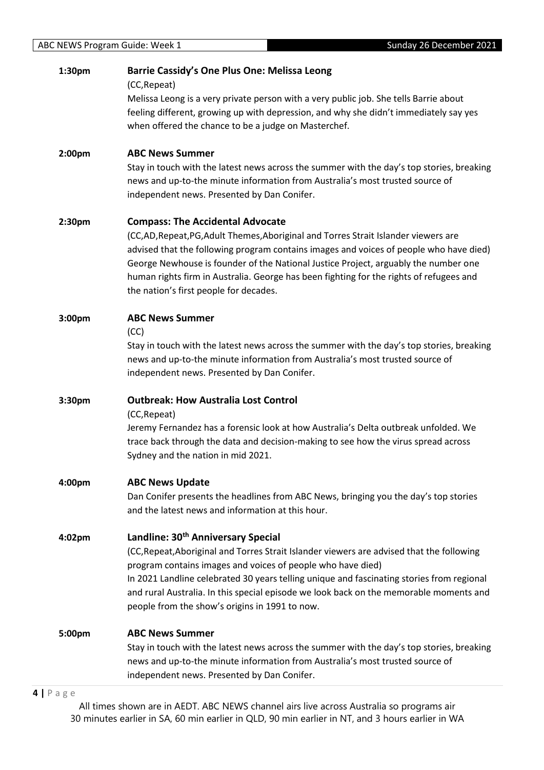**1:30pm** **Barrie Cassidy's One Plus One: Melissa Leong**

(CC,Repeat)

Melissa Leong is a very private person with a very public job. She tells Barrie about feeling different, growing up with depression, and why she didn't immediately say yes when offered the chance to be a judge on Masterchef.

**2:00pm** **ABC News Summer**

Stay in touch with the latest news across the summer with the day's top stories, breaking news and up-to-the minute information from Australia's most trusted source of independent news. Presented by Dan Conifer.

**2:30pm** **Compass: The Accidental Advocate**

(CC,AD,Repeat,PG,Adult Themes,Aboriginal and Torres Strait Islander viewers are advised that the following program contains images and voices of people who have died)

George Newhouse is founder of the National Justice Project, arguably the number one human rights firm in Australia. George has been fighting for the rights of refugees and the nation's first people for decades.

**3:00pm** **ABC News Summer**

(CC)

Stay in touch with the latest news across the summer with the day's top stories, breaking news and up-to-the minute information from Australia's most trusted source of independent news. Presented by Dan Conifer.

**3:30pm** **Outbreak: How Australia Lost Control**

(CC,Repeat)

Jeremy Fernandez has a forensic look at how Australia's Delta outbreak unfolded. We trace back through the data and decision-making to see how the virus spread across Sydney and the nation in mid 2021.

**4:00pm** **ABC News Update**

Dan Conifer presents the headlines from ABC News, bringing you the day's top stories and the latest news and information at this hour.

**4:02pm** **Landline: 30th Anniversary Special**

(CC,Repeat,Aboriginal and Torres Strait Islander viewers are advised that the following program contains images and voices of people who have died)

In 2021 Landline celebrated 30 years telling unique and fascinating stories from regional and rural Australia. In this special episode we look back on the memorable moments and people from the show's origins in 1991 to now.

**5:00pm** **ABC News Summer**

Stay in touch with the latest news across the summer with the day's top stories, breaking news and up-to-the minute information from Australia's most trusted source of independent news. Presented by Dan Conifer.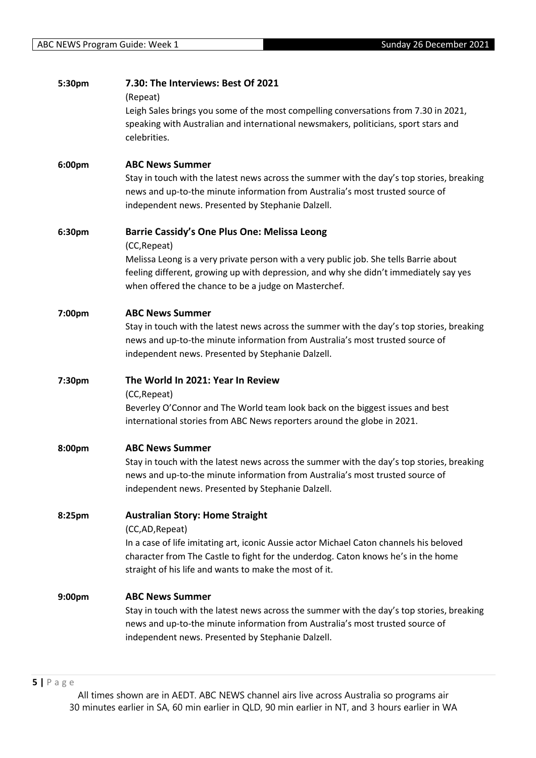**5:30pm** **7.30: The Interviews: Best Of 2021**

(Repeat)

Leigh Sales brings you some of the most compelling conversations from 7.30 in 2021, speaking with Australian and international newsmakers, politicians, sport stars and celebrities.

**6:00pm** **ABC News Summer**

Stay in touch with the latest news across the summer with the day's top stories, breaking news and up-to-the minute information from Australia's most trusted source of independent news. Presented by Stephanie Dalzell.

**6:30pm** **Barrie Cassidy's One Plus One: Melissa Leong**

(CC,Repeat)

Melissa Leong is a very private person with a very public job. She tells Barrie about feeling different, growing up with depression, and why she didn't immediately say yes when offered the chance to be a judge on Masterchef.

**7:00pm** **ABC News Summer**

Stay in touch with the latest news across the summer with the day's top stories, breaking news and up-to-the minute information from Australia's most trusted source of independent news. Presented by Stephanie Dalzell.

**7:30pm** **The World In 2021: Year In Review**

(CC,Repeat)

Beverley O'Connor and The World team look back on the biggest issues and best international stories from ABC News reporters around the globe in 2021.

**8:00pm** **ABC News Summer**

Stay in touch with the latest news across the summer with the day's top stories, breaking news and up-to-the minute information from Australia's most trusted source of independent news. Presented by Stephanie Dalzell.

**8:25pm** **Australian Story: Home Straight**

(CC,AD,Repeat)

In a case of life imitating art, iconic Aussie actor Michael Caton channels his beloved character from The Castle to fight for the underdog. Caton knows he's in the home straight of his life and wants to make the most of it.

**9:00pm** **ABC News Summer**

Stay in touch with the latest news across the summer with the day's top stories, breaking news and up-to-the minute information from Australia's most trusted source of independent news. Presented by Stephanie Dalzell.

All times shown are in AEDT. ABC NEWS channel airs live across Australia so programs air 30 minutes earlier in SA, 60 min earlier in QLD, 90 min earlier in NT, and 3 hours earlier in WA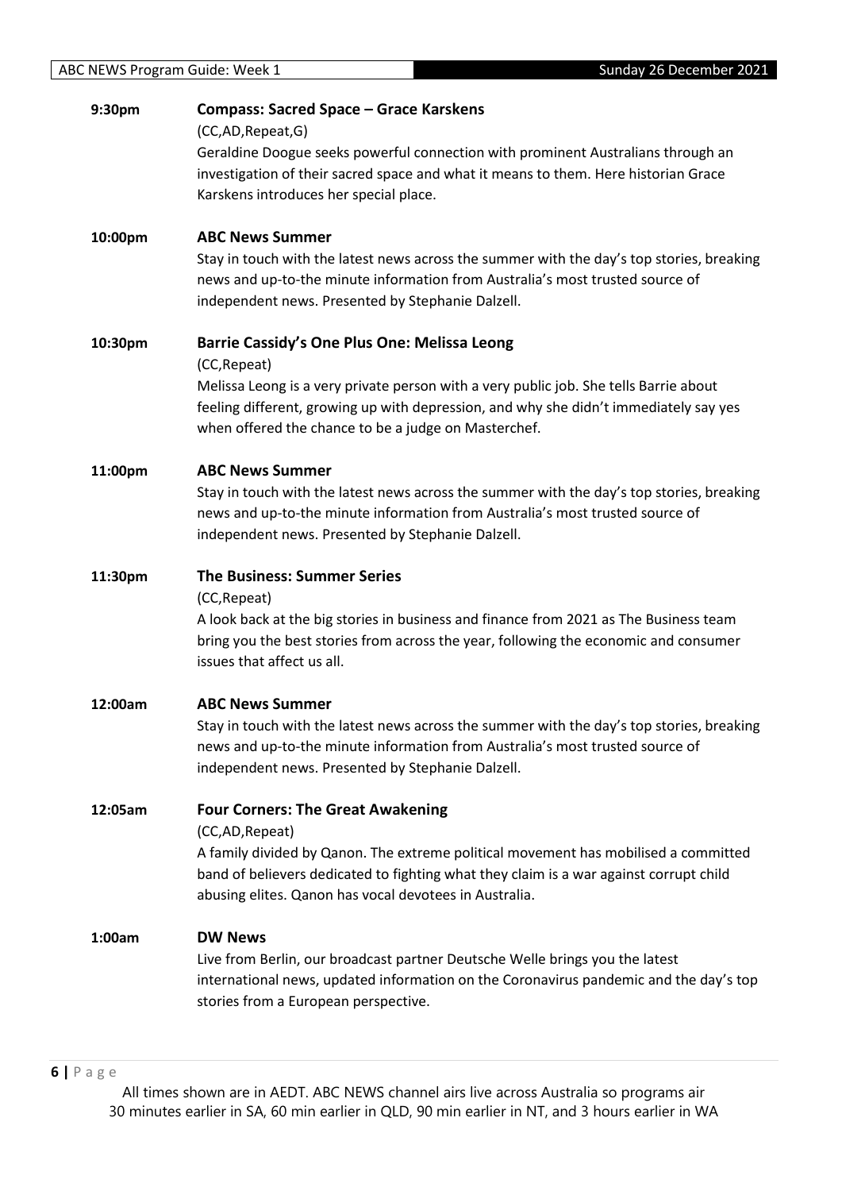**9:30pm** **Compass: Sacred Space – Grace Karskens**

(CC,AD,Repeat,G)

Geraldine Doogue seeks powerful connection with prominent Australians through an investigation of their sacred space and what it means to them. Here historian Grace Karskens introduces her special place.

**10:00pm** **ABC News Summer**

Stay in touch with the latest news across the summer with the day's top stories, breaking news and up-to-the minute information from Australia's most trusted source of independent news. Presented by Stephanie Dalzell.

**10:30pm** **Barrie Cassidy's One Plus One: Melissa Leong**

(CC,Repeat)

Melissa Leong is a very private person with a very public job. She tells Barrie about feeling different, growing up with depression, and why she didn't immediately say yes when offered the chance to be a judge on Masterchef.

**11:00pm** **ABC News Summer**

Stay in touch with the latest news across the summer with the day's top stories, breaking news and up-to-the minute information from Australia's most trusted source of independent news. Presented by Stephanie Dalzell.

**11:30pm** **The Business: Summer Series**

(CC,Repeat)

A look back at the big stories in business and finance from 2021 as The Business team bring you the best stories from across the year, following the economic and consumer issues that affect us all.

**12:00am** **ABC News Summer**

Stay in touch with the latest news across the summer with the day's top stories, breaking news and up-to-the minute information from Australia's most trusted source of independent news. Presented by Stephanie Dalzell.

**12:05am** **Four Corners: The Great Awakening**

(CC,AD,Repeat)

A family divided by Qanon. The extreme political movement has mobilised a committed band of believers dedicated to fighting what they claim is a war against corrupt child abusing elites. Qanon has vocal devotees in Australia.

**1:00am** **DW News**

Live from Berlin, our broadcast partner Deutsche Welle brings you the latest international news, updated information on the Coronavirus pandemic and the day's top stories from a European perspective.

All times shown are in AEDT. ABC NEWS channel airs live across Australia so programs air 30 minutes earlier in SA, 60 min earlier in QLD, 90 min earlier in NT, and 3 hours earlier in WA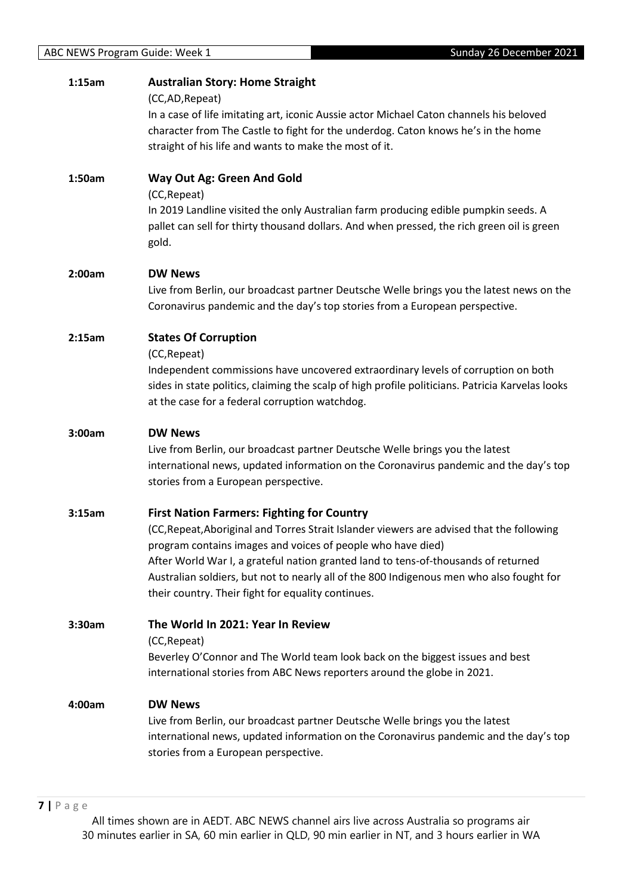**1:15am** **Australian Story: Home Straight**

(CC,AD,Repeat)

In a case of life imitating art, iconic Aussie actor Michael Caton channels his beloved character from The Castle to fight for the underdog. Caton knows he's in the home straight of his life and wants to make the most of it.

**1:50am** **Way Out Ag: Green And Gold**

(CC,Repeat)

In 2019 Landline visited the only Australian farm producing edible pumpkin seeds. A pallet can sell for thirty thousand dollars. And when pressed, the rich green oil is green gold.

**2:00am** **DW News**

Live from Berlin, our broadcast partner Deutsche Welle brings you the latest news on the Coronavirus pandemic and the day's top stories from a European perspective.

**2:15am** **States Of Corruption**

(CC,Repeat)

Independent commissions have uncovered extraordinary levels of corruption on both sides in state politics, claiming the scalp of high profile politicians. Patricia Karvelas looks at the case for a federal corruption watchdog.

**3:00am** **DW News**

Live from Berlin, our broadcast partner Deutsche Welle brings you the latest international news, updated information on the Coronavirus pandemic and the day's top stories from a European perspective.

**3:15am** **First Nation Farmers: Fighting for Country**

(CC,Repeat,Aboriginal and Torres Strait Islander viewers are advised that the following program contains images and voices of people who have died)

After World War I, a grateful nation granted land to tens-of-thousands of returned Australian soldiers, but not to nearly all of the 800 Indigenous men who also fought for their country. Their fight for equality continues.

**3:30am** **The World In 2021: Year In Review**

(CC,Repeat)

Beverley O'Connor and The World team look back on the biggest issues and best international stories from ABC News reporters around the globe in 2021.

**4:00am** **DW News**

Live from Berlin, our broadcast partner Deutsche Welle brings you the latest international news, updated information on the Coronavirus pandemic and the day's top stories from a European perspective.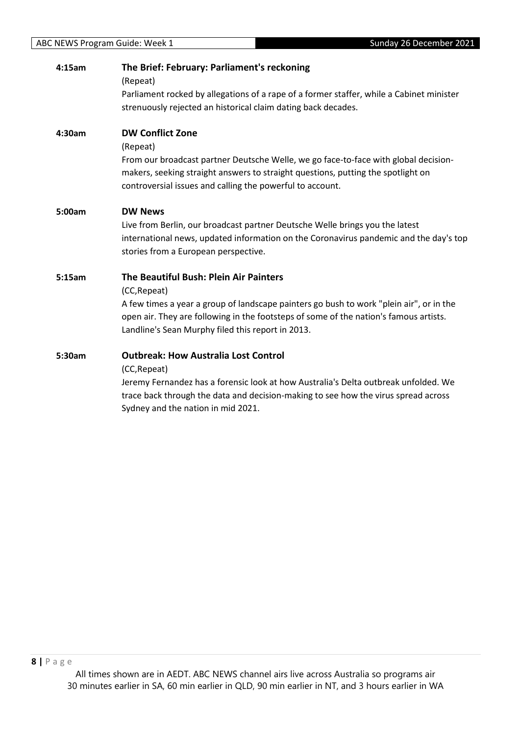**4:15am** **The Brief: February: Parliament's reckoning**

(Repeat)

Parliament rocked by allegations of a rape of a former staffer, while a Cabinet minister strenuously rejected an historical claim dating back decades.

**4:30am** **DW Conflict Zone**

(Repeat)

From our broadcast partner Deutsche Welle, we go face-to-face with global decision-makers, seeking straight answers to straight questions, putting the spotlight on controversial issues and calling the powerful to account.

**5:00am** **DW News**

Live from Berlin, our broadcast partner Deutsche Welle brings you the latest international news, updated information on the Coronavirus pandemic and the day's top stories from a European perspective.

**5:15am** **The Beautiful Bush: Plein Air Painters**

(CC,Repeat)

A few times a year a group of landscape painters go bush to work "plein air", or in the open air. They are following in the footsteps of some of the nation's famous artists. Landline's Sean Murphy filed this report in 2013.

**5:30am** **Outbreak: How Australia Lost Control**

(CC,Repeat)

Jeremy Fernandez has a forensic look at how Australia's Delta outbreak unfolded. We trace back through the data and decision-making to see how the virus spread across Sydney and the nation in mid 2021.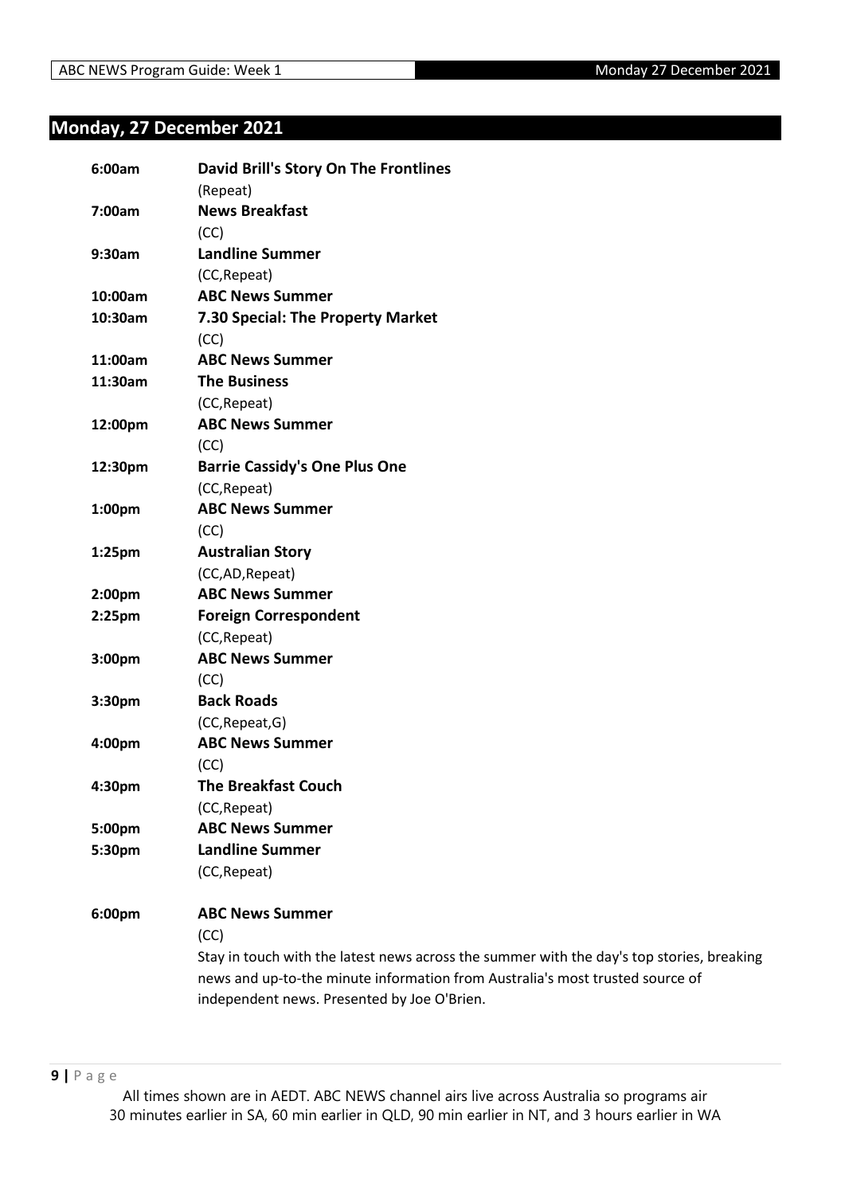## Monday, 27 December 2021

**6:00am** **David Brill's Story On The Frontlines**
(Repeat)

**7:00am** **News Breakfast**
(CC)

**9:30am** **Landline Summer**
(CC,Repeat)

**10:00am** **ABC News Summer**

**10:30am** **7.30 Special: The Property Market**
(CC)

**11:00am** **ABC News Summer**

**11:30am** **The Business**
(CC,Repeat)

**12:00pm** **ABC News Summer**
(CC)

**12:30pm** **Barrie Cassidy's One Plus One**
(CC,Repeat)

**1:00pm** **ABC News Summer**
(CC)

**1:25pm** **Australian Story**
(CC,AD,Repeat)

**2:00pm** **ABC News Summer**

**2:25pm** **Foreign Correspondent**
(CC,Repeat)

**3:00pm** **ABC News Summer**
(CC)

**3:30pm** **Back Roads**
(CC,Repeat,G)

**4:00pm** **ABC News Summer**
(CC)

**4:30pm** **The Breakfast Couch**
(CC,Repeat)

**5:00pm** **ABC News Summer**

**5:30pm** **Landline Summer**
(CC,Repeat)

**6:00pm** **ABC News Summer**
(CC)
Stay in touch with the latest news across the summer with the day's top stories, breaking news and up-to-the minute information from Australia's most trusted source of independent news. Presented by Joe O'Brien.

All times shown are in AEDT. ABC NEWS channel airs live across Australia so programs air 30 minutes earlier in SA, 60 min earlier in QLD, 90 min earlier in NT, and 3 hours earlier in WA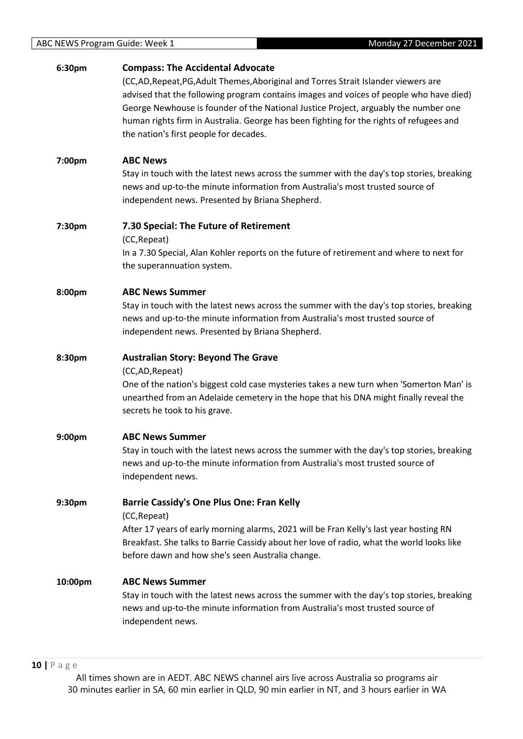**6:30pm** **Compass: The Accidental Advocate**

(CC,AD,Repeat,PG,Adult Themes,Aboriginal and Torres Strait Islander viewers are advised that the following program contains images and voices of people who have died) George Newhouse is founder of the National Justice Project, arguably the number one human rights firm in Australia. George has been fighting for the rights of refugees and the nation's first people for decades.

**7:00pm** **ABC News**

Stay in touch with the latest news across the summer with the day's top stories, breaking news and up-to-the minute information from Australia's most trusted source of independent news. Presented by Briana Shepherd.

**7:30pm** **7.30 Special: The Future of Retirement**

(CC,Repeat)

In a 7.30 Special, Alan Kohler reports on the future of retirement and where to next for the superannuation system.

**8:00pm** **ABC News Summer**

Stay in touch with the latest news across the summer with the day's top stories, breaking news and up-to-the minute information from Australia's most trusted source of independent news. Presented by Briana Shepherd.

**8:30pm** **Australian Story: Beyond The Grave**

(CC,AD,Repeat)

One of the nation's biggest cold case mysteries takes a new turn when 'Somerton Man' is unearthed from an Adelaide cemetery in the hope that his DNA might finally reveal the secrets he took to his grave.

**9:00pm** **ABC News Summer**

Stay in touch with the latest news across the summer with the day's top stories, breaking news and up-to-the minute information from Australia's most trusted source of independent news.

**9:30pm** **Barrie Cassidy's One Plus One: Fran Kelly**

(CC,Repeat)

After 17 years of early morning alarms, 2021 will be Fran Kelly's last year hosting RN Breakfast. She talks to Barrie Cassidy about her love of radio, what the world looks like before dawn and how she's seen Australia change.

**10:00pm** **ABC News Summer**

Stay in touch with the latest news across the summer with the day's top stories, breaking news and up-to-the minute information from Australia's most trusted source of independent news.

All times shown are in AEDT. ABC NEWS channel airs live across Australia so programs air 30 minutes earlier in SA, 60 min earlier in QLD, 90 min earlier in NT, and 3 hours earlier in WA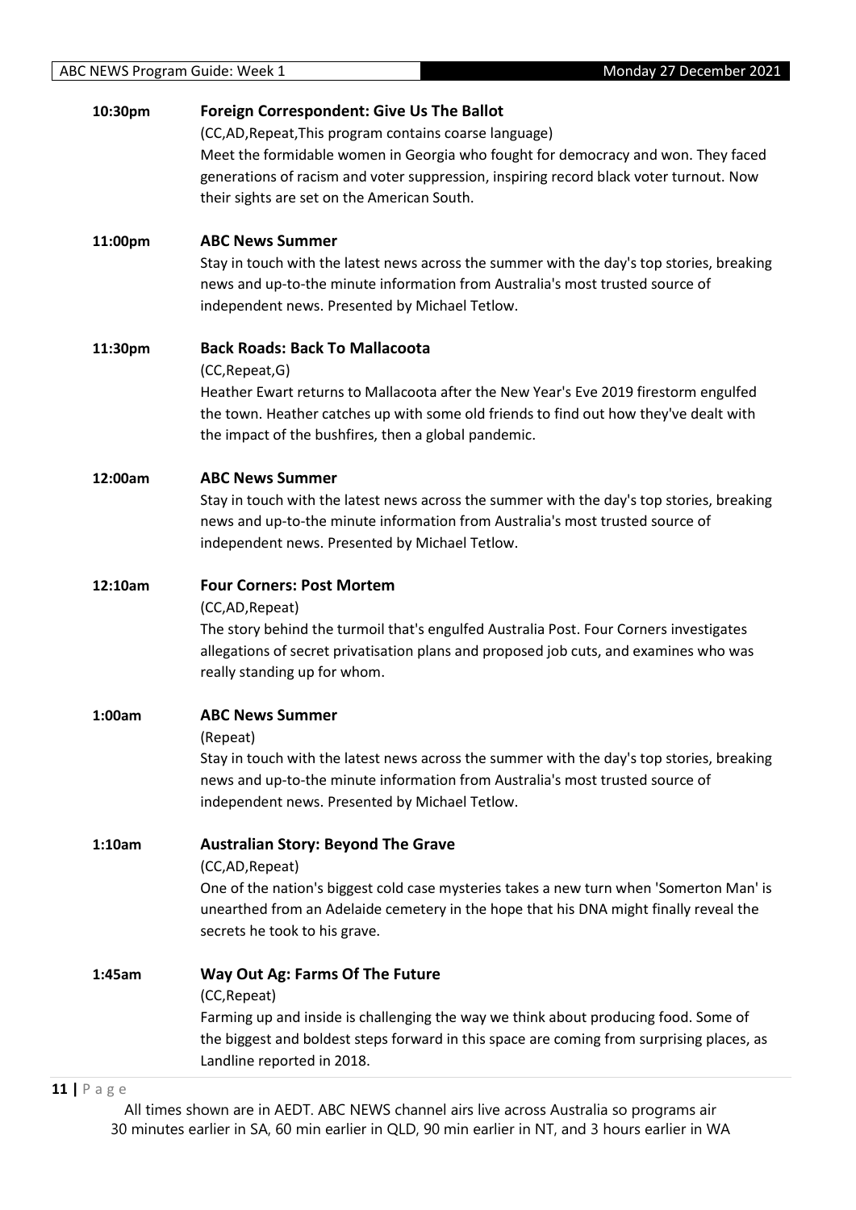**10:30pm** **Foreign Correspondent: Give Us The Ballot**

(CC,AD,Repeat,This program contains coarse language)

Meet the formidable women in Georgia who fought for democracy and won. They faced generations of racism and voter suppression, inspiring record black voter turnout. Now their sights are set on the American South.

**11:00pm** **ABC News Summer**

Stay in touch with the latest news across the summer with the day's top stories, breaking news and up-to-the minute information from Australia's most trusted source of independent news. Presented by Michael Tetlow.

**11:30pm** **Back Roads: Back To Mallacoota**

(CC,Repeat,G)

Heather Ewart returns to Mallacoota after the New Year's Eve 2019 firestorm engulfed the town. Heather catches up with some old friends to find out how they've dealt with the impact of the bushfires, then a global pandemic.

**12:00am** **ABC News Summer**

Stay in touch with the latest news across the summer with the day's top stories, breaking news and up-to-the minute information from Australia's most trusted source of independent news. Presented by Michael Tetlow.

**12:10am** **Four Corners: Post Mortem**

(CC,AD,Repeat)

The story behind the turmoil that's engulfed Australia Post. Four Corners investigates allegations of secret privatisation plans and proposed job cuts, and examines who was really standing up for whom.

**1:00am** **ABC News Summer**

(Repeat)

Stay in touch with the latest news across the summer with the day's top stories, breaking news and up-to-the minute information from Australia's most trusted source of independent news. Presented by Michael Tetlow.

**1:10am** **Australian Story: Beyond The Grave**

(CC,AD,Repeat)

One of the nation's biggest cold case mysteries takes a new turn when 'Somerton Man' is unearthed from an Adelaide cemetery in the hope that his DNA might finally reveal the secrets he took to his grave.

**1:45am** **Way Out Ag: Farms Of The Future**

(CC,Repeat)

Farming up and inside is challenging the way we think about producing food. Some of the biggest and boldest steps forward in this space are coming from surprising places, as Landline reported in 2018.

All times shown are in AEDT. ABC NEWS channel airs live across Australia so programs air 30 minutes earlier in SA, 60 min earlier in QLD, 90 min earlier in NT, and 3 hours earlier in WA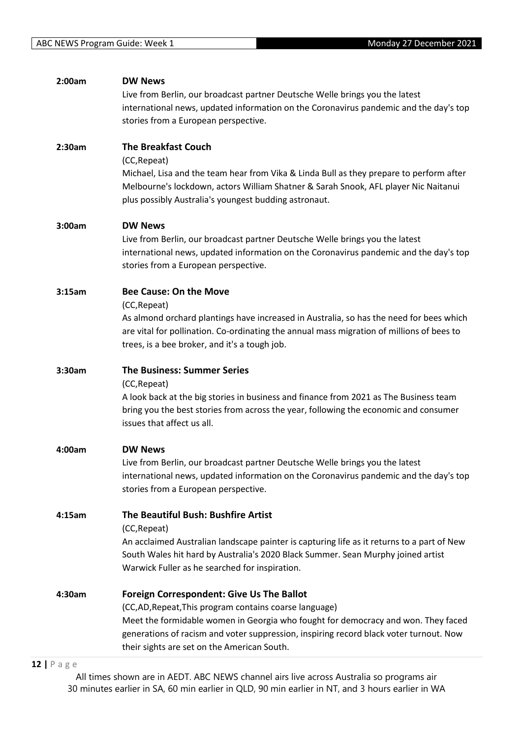**2:00am** **DW News**

Live from Berlin, our broadcast partner Deutsche Welle brings you the latest international news, updated information on the Coronavirus pandemic and the day's top stories from a European perspective.

**2:30am** **The Breakfast Couch**

(CC,Repeat)

Michael, Lisa and the team hear from Vika & Linda Bull as they prepare to perform after Melbourne's lockdown, actors William Shatner & Sarah Snook, AFL player Nic Naitanui plus possibly Australia's youngest budding astronaut.

**3:00am** **DW News**

Live from Berlin, our broadcast partner Deutsche Welle brings you the latest international news, updated information on the Coronavirus pandemic and the day's top stories from a European perspective.

**3:15am** **Bee Cause: On the Move**

(CC,Repeat)

As almond orchard plantings have increased in Australia, so has the need for bees which are vital for pollination. Co-ordinating the annual mass migration of millions of bees to trees, is a bee broker, and it's a tough job.

**3:30am** **The Business: Summer Series**

(CC,Repeat)

A look back at the big stories in business and finance from 2021 as The Business team bring you the best stories from across the year, following the economic and consumer issues that affect us all.

**4:00am** **DW News**

Live from Berlin, our broadcast partner Deutsche Welle brings you the latest international news, updated information on the Coronavirus pandemic and the day's top stories from a European perspective.

**4:15am** **The Beautiful Bush: Bushfire Artist**

(CC,Repeat)

An acclaimed Australian landscape painter is capturing life as it returns to a part of New South Wales hit hard by Australia's 2020 Black Summer. Sean Murphy joined artist Warwick Fuller as he searched for inspiration.

**4:30am** **Foreign Correspondent: Give Us The Ballot**

(CC,AD,Repeat,This program contains coarse language)

Meet the formidable women in Georgia who fought for democracy and won. They faced generations of racism and voter suppression, inspiring record black voter turnout. Now their sights are set on the American South.

All times shown are in AEDT. ABC NEWS channel airs live across Australia so programs air 30 minutes earlier in SA, 60 min earlier in QLD, 90 min earlier in NT, and 3 hours earlier in WA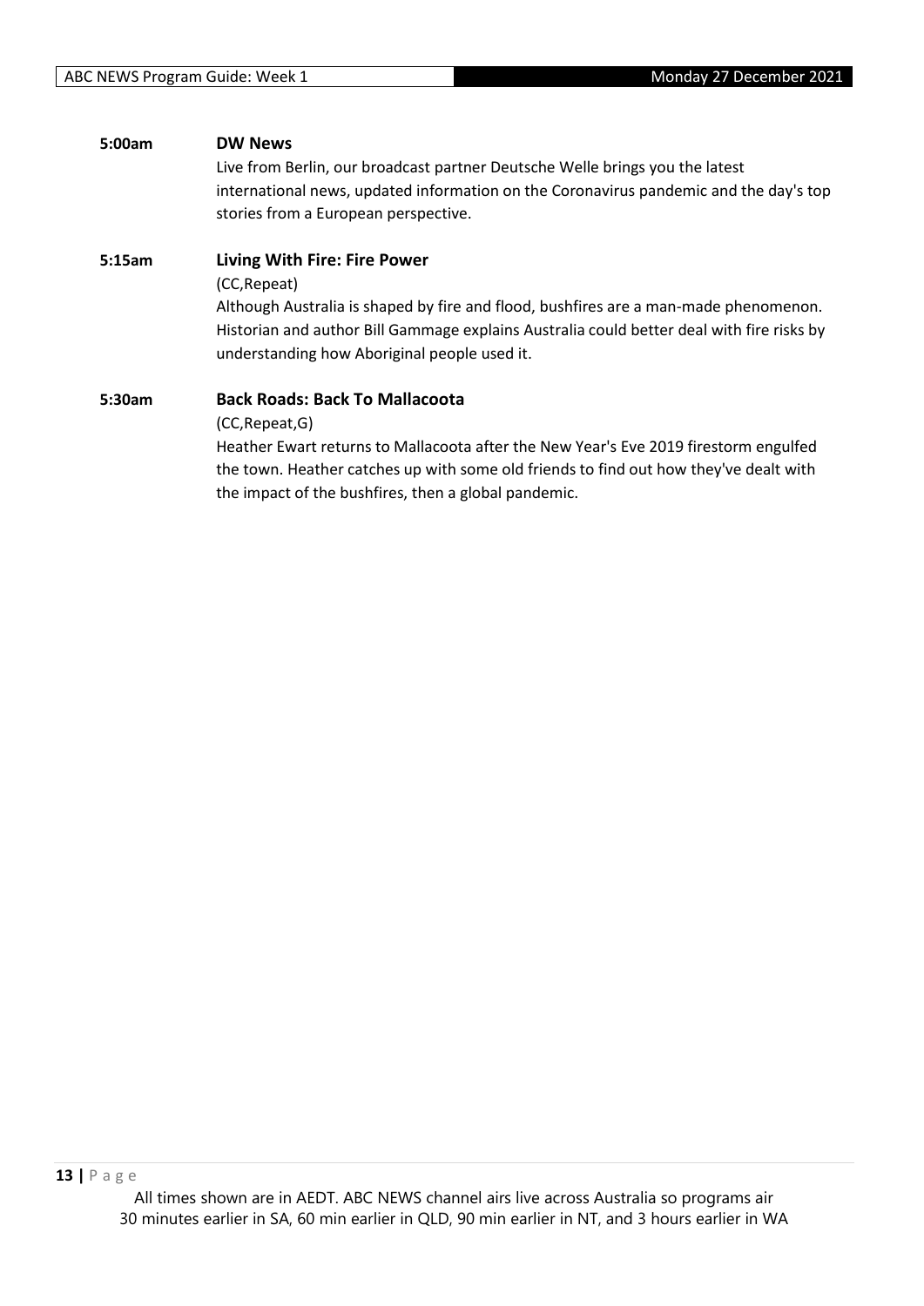**5:00am** **DW News**

Live from Berlin, our broadcast partner Deutsche Welle brings you the latest international news, updated information on the Coronavirus pandemic and the day's top stories from a European perspective.

**5:15am** **Living With Fire: Fire Power**

(CC,Repeat)

Although Australia is shaped by fire and flood, bushfires are a man-made phenomenon. Historian and author Bill Gammage explains Australia could better deal with fire risks by understanding how Aboriginal people used it.

**5:30am** **Back Roads: Back To Mallacoota**

(CC,Repeat,G)

Heather Ewart returns to Mallacoota after the New Year's Eve 2019 firestorm engulfed the town. Heather catches up with some old friends to find out how they've dealt with the impact of the bushfires, then a global pandemic.

All times shown are in AEDT. ABC NEWS channel airs live across Australia so programs air 30 minutes earlier in SA, 60 min earlier in QLD, 90 min earlier in NT, and 3 hours earlier in WA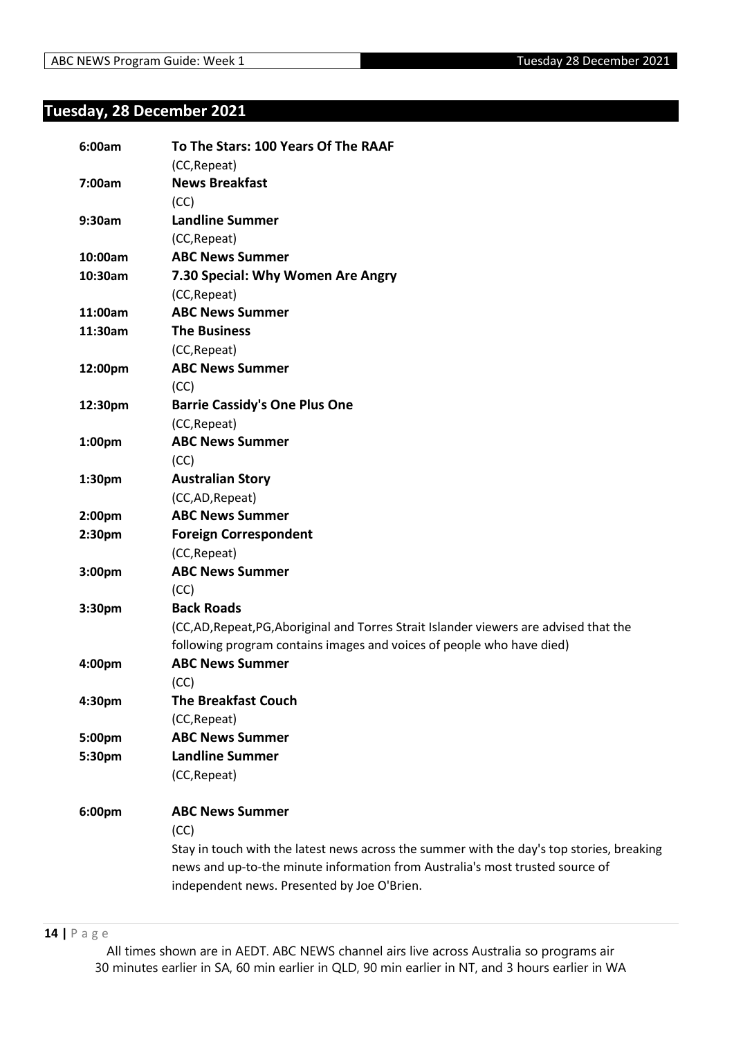## Tuesday, 28 December 2021

| | |
|---|---|
| 6:00am | **To The Stars: 100 Years Of The RAAF** (CC,Repeat) |
| 7:00am | **News Breakfast** (CC) |
| 9:30am | **Landline Summer** (CC,Repeat) |
| 10:00am | **ABC News Summer** |
| 10:30am | **7.30 Special: Why Women Are Angry** (CC,Repeat) |
| 11:00am | **ABC News Summer** |
| 11:30am | **The Business** (CC,Repeat) |
| 12:00pm | **ABC News Summer** (CC) |
| 12:30pm | **Barrie Cassidy's One Plus One** (CC,Repeat) |
| 1:00pm | **ABC News Summer** (CC) |
| 1:30pm | **Australian Story** (CC,AD,Repeat) |
| 2:00pm | **ABC News Summer** |
| 2:30pm | **Foreign Correspondent** (CC,Repeat) |
| 3:00pm | **ABC News Summer** (CC) |
| 3:30pm | **Back Roads** (CC,AD,Repeat,PG,Aboriginal and Torres Strait Islander viewers are advised that the following program contains images and voices of people who have died) |
| 4:00pm | **ABC News Summer** (CC) |
| 4:30pm | **The Breakfast Couch** (CC,Repeat) |
| 5:00pm | **ABC News Summer** |
| 5:30pm | **Landline Summer** (CC,Repeat) |
| 6:00pm | **ABC News Summer** (CC) Stay in touch with the latest news across the summer with the day's top stories, breaking news and up-to-the minute information from Australia's most trusted source of independent news. Presented by Joe O'Brien. |

All times shown are in AEDT. ABC NEWS channel airs live across Australia so programs air 30 minutes earlier in SA, 60 min earlier in QLD, 90 min earlier in NT, and 3 hours earlier in WA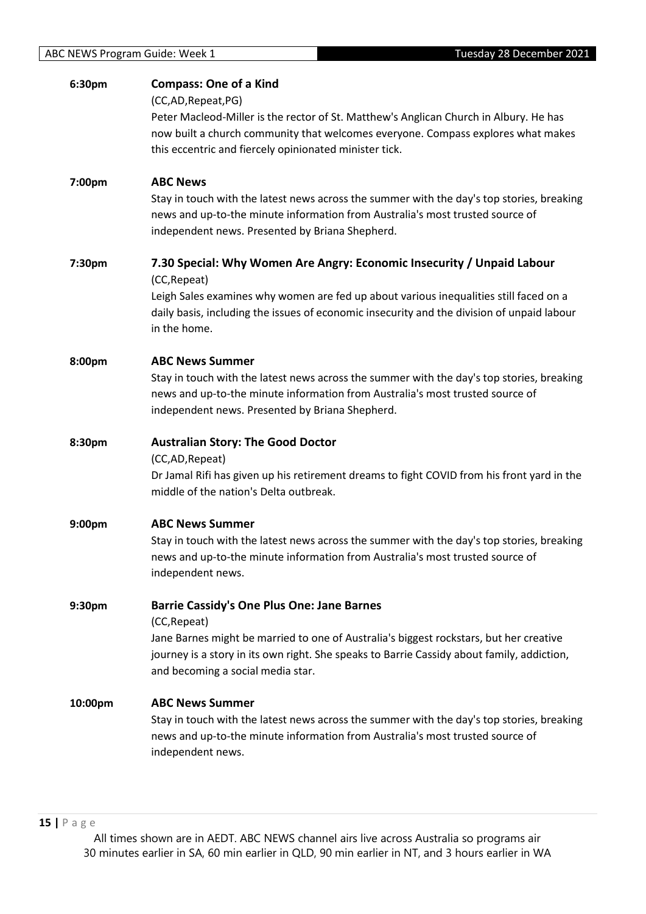**6:30pm** **Compass: One of a Kind**
(CC,AD,Repeat,PG)
Peter Macleod-Miller is the rector of St. Matthew's Anglican Church in Albury. He has now built a church community that welcomes everyone. Compass explores what makes this eccentric and fiercely opinionated minister tick.

**7:00pm** **ABC News**
Stay in touch with the latest news across the summer with the day's top stories, breaking news and up-to-the minute information from Australia's most trusted source of independent news. Presented by Briana Shepherd.

**7:30pm** **7.30 Special: Why Women Are Angry: Economic Insecurity / Unpaid Labour**
(CC,Repeat)
Leigh Sales examines why women are fed up about various inequalities still faced on a daily basis, including the issues of economic insecurity and the division of unpaid labour in the home.

**8:00pm** **ABC News Summer**
Stay in touch with the latest news across the summer with the day's top stories, breaking news and up-to-the minute information from Australia's most trusted source of independent news. Presented by Briana Shepherd.

**8:30pm** **Australian Story: The Good Doctor**
(CC,AD,Repeat)
Dr Jamal Rifi has given up his retirement dreams to fight COVID from his front yard in the middle of the nation's Delta outbreak.

**9:00pm** **ABC News Summer**
Stay in touch with the latest news across the summer with the day's top stories, breaking news and up-to-the minute information from Australia's most trusted source of independent news.

**9:30pm** **Barrie Cassidy's One Plus One: Jane Barnes**
(CC,Repeat)
Jane Barnes might be married to one of Australia's biggest rockstars, but her creative journey is a story in its own right. She speaks to Barrie Cassidy about family, addiction, and becoming a social media star.

**10:00pm** **ABC News Summer**
Stay in touch with the latest news across the summer with the day's top stories, breaking news and up-to-the minute information from Australia's most trusted source of independent news.

All times shown are in AEDT. ABC NEWS channel airs live across Australia so programs air 30 minutes earlier in SA, 60 min earlier in QLD, 90 min earlier in NT, and 3 hours earlier in WA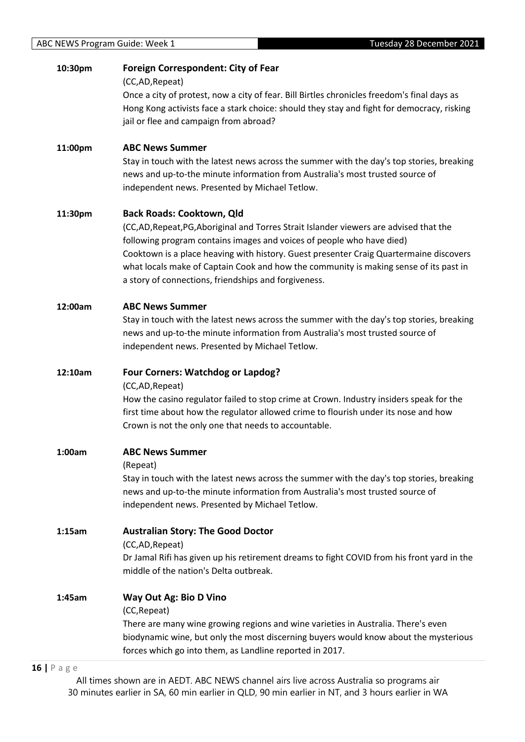**10:30pm** **Foreign Correspondent: City of Fear**

(CC,AD,Repeat)

Once a city of protest, now a city of fear. Bill Birtles chronicles freedom's final days as Hong Kong activists face a stark choice: should they stay and fight for democracy, risking jail or flee and campaign from abroad?

**11:00pm** **ABC News Summer**

Stay in touch with the latest news across the summer with the day's top stories, breaking news and up-to-the minute information from Australia's most trusted source of independent news. Presented by Michael Tetlow.

**11:30pm** **Back Roads: Cooktown, Qld**

(CC,AD,Repeat,PG,Aboriginal and Torres Strait Islander viewers are advised that the following program contains images and voices of people who have died)

Cooktown is a place heaving with history. Guest presenter Craig Quartermaine discovers what locals make of Captain Cook and how the community is making sense of its past in a story of connections, friendships and forgiveness.

**12:00am** **ABC News Summer**

Stay in touch with the latest news across the summer with the day's top stories, breaking news and up-to-the minute information from Australia's most trusted source of independent news. Presented by Michael Tetlow.

**12:10am** **Four Corners: Watchdog or Lapdog?**

(CC,AD,Repeat)

How the casino regulator failed to stop crime at Crown. Industry insiders speak for the first time about how the regulator allowed crime to flourish under its nose and how Crown is not the only one that needs to accountable.

**1:00am** **ABC News Summer**

(Repeat)

Stay in touch with the latest news across the summer with the day's top stories, breaking news and up-to-the minute information from Australia's most trusted source of independent news. Presented by Michael Tetlow.

**1:15am** **Australian Story: The Good Doctor**

(CC,AD,Repeat)

Dr Jamal Rifi has given up his retirement dreams to fight COVID from his front yard in the middle of the nation's Delta outbreak.

**1:45am** **Way Out Ag: Bio D Vino**

(CC,Repeat)

There are many wine growing regions and wine varieties in Australia. There's even biodynamic wine, but only the most discerning buyers would know about the mysterious forces which go into them, as Landline reported in 2017.

All times shown are in AEDT. ABC NEWS channel airs live across Australia so programs air 30 minutes earlier in SA, 60 min earlier in QLD, 90 min earlier in NT, and 3 hours earlier in WA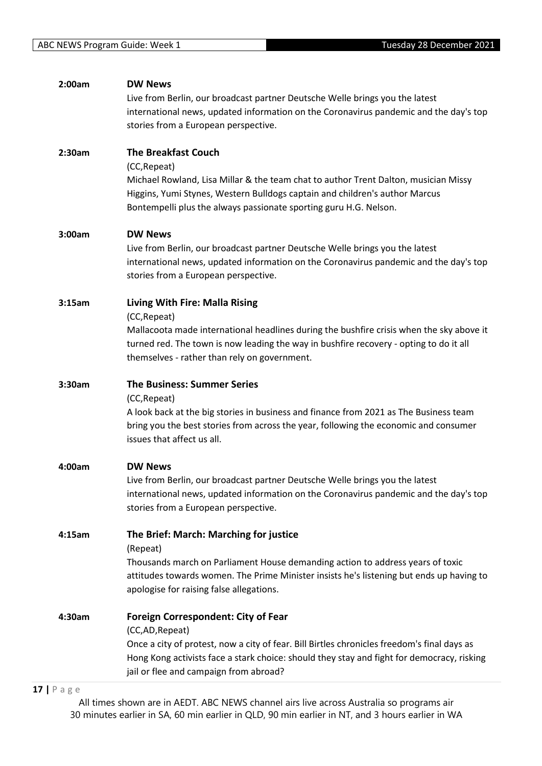**2:00am** **DW News**

Live from Berlin, our broadcast partner Deutsche Welle brings you the latest international news, updated information on the Coronavirus pandemic and the day's top stories from a European perspective.

**2:30am** **The Breakfast Couch**

(CC,Repeat)

Michael Rowland, Lisa Millar & the team chat to author Trent Dalton, musician Missy Higgins, Yumi Stynes, Western Bulldogs captain and children's author Marcus Bontempelli plus the always passionate sporting guru H.G. Nelson.

**3:00am** **DW News**

Live from Berlin, our broadcast partner Deutsche Welle brings you the latest international news, updated information on the Coronavirus pandemic and the day's top stories from a European perspective.

**3:15am** **Living With Fire: Malla Rising**

(CC,Repeat)

Mallacoota made international headlines during the bushfire crisis when the sky above it turned red. The town is now leading the way in bushfire recovery - opting to do it all themselves - rather than rely on government.

**3:30am** **The Business: Summer Series**

(CC,Repeat)

A look back at the big stories in business and finance from 2021 as The Business team bring you the best stories from across the year, following the economic and consumer issues that affect us all.

**4:00am** **DW News**

Live from Berlin, our broadcast partner Deutsche Welle brings you the latest international news, updated information on the Coronavirus pandemic and the day's top stories from a European perspective.

**4:15am** **The Brief: March: Marching for justice**

(Repeat)

Thousands march on Parliament House demanding action to address years of toxic attitudes towards women. The Prime Minister insists he's listening but ends up having to apologise for raising false allegations.

**4:30am** **Foreign Correspondent: City of Fear**

(CC,AD,Repeat)

Once a city of protest, now a city of fear. Bill Birtles chronicles freedom's final days as Hong Kong activists face a stark choice: should they stay and fight for democracy, risking jail or flee and campaign from abroad?

All times shown are in AEDT. ABC NEWS channel airs live across Australia so programs air 30 minutes earlier in SA, 60 min earlier in QLD, 90 min earlier in NT, and 3 hours earlier in WA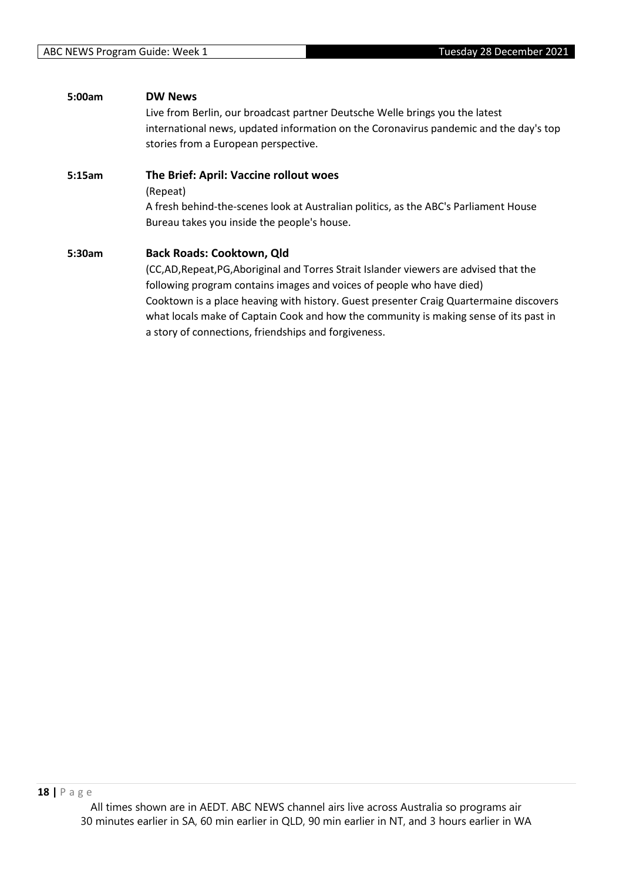**5:00am** **DW News**

Live from Berlin, our broadcast partner Deutsche Welle brings you the latest international news, updated information on the Coronavirus pandemic and the day's top stories from a European perspective.

**5:15am** **The Brief: April: Vaccine rollout woes**

(Repeat)

A fresh behind-the-scenes look at Australian politics, as the ABC's Parliament House Bureau takes you inside the people's house.

**5:30am** **Back Roads: Cooktown, Qld**

(CC,AD,Repeat,PG,Aboriginal and Torres Strait Islander viewers are advised that the following program contains images and voices of people who have died)

Cooktown is a place heaving with history. Guest presenter Craig Quartermaine discovers what locals make of Captain Cook and how the community is making sense of its past in a story of connections, friendships and forgiveness.

All times shown are in AEDT. ABC NEWS channel airs live across Australia so programs air 30 minutes earlier in SA, 60 min earlier in QLD, 90 min earlier in NT, and 3 hours earlier in WA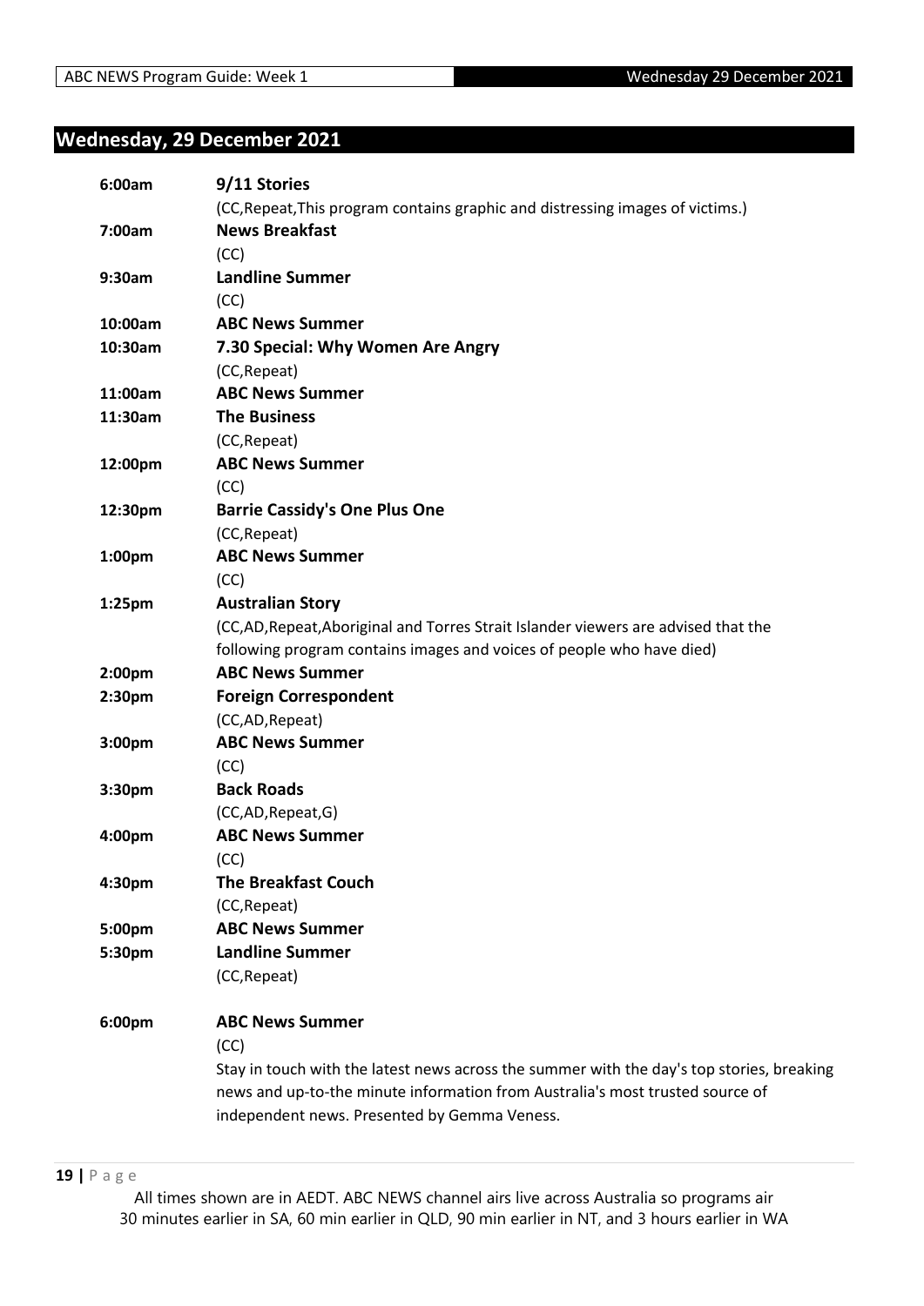## Wednesday, 29 December 2021

**6:00am** **9/11 Stories**
(CC,Repeat,This program contains graphic and distressing images of victims.)

**7:00am** **News Breakfast**
(CC)

**9:30am** **Landline Summer**
(CC)

**10:00am** **ABC News Summer**

**10:30am** **7.30 Special: Why Women Are Angry**
(CC,Repeat)

**11:00am** **ABC News Summer**

**11:30am** **The Business**
(CC,Repeat)

**12:00pm** **ABC News Summer**
(CC)

**12:30pm** **Barrie Cassidy's One Plus One**
(CC,Repeat)

**1:00pm** **ABC News Summer**
(CC)

**1:25pm** **Australian Story**
(CC,AD,Repeat,Aboriginal and Torres Strait Islander viewers are advised that the following program contains images and voices of people who have died)

**2:00pm** **ABC News Summer**

**2:30pm** **Foreign Correspondent**
(CC,AD,Repeat)

**3:00pm** **ABC News Summer**
(CC)

**3:30pm** **Back Roads**
(CC,AD,Repeat,G)

**4:00pm** **ABC News Summer**
(CC)

**4:30pm** **The Breakfast Couch**
(CC,Repeat)

**5:00pm** **ABC News Summer**

**5:30pm** **Landline Summer**
(CC,Repeat)

**6:00pm** **ABC News Summer**
(CC)
Stay in touch with the latest news across the summer with the day's top stories, breaking news and up-to-the minute information from Australia's most trusted source of independent news. Presented by Gemma Veness.

All times shown are in AEDT. ABC NEWS channel airs live across Australia so programs air 30 minutes earlier in SA, 60 min earlier in QLD, 90 min earlier in NT, and 3 hours earlier in WA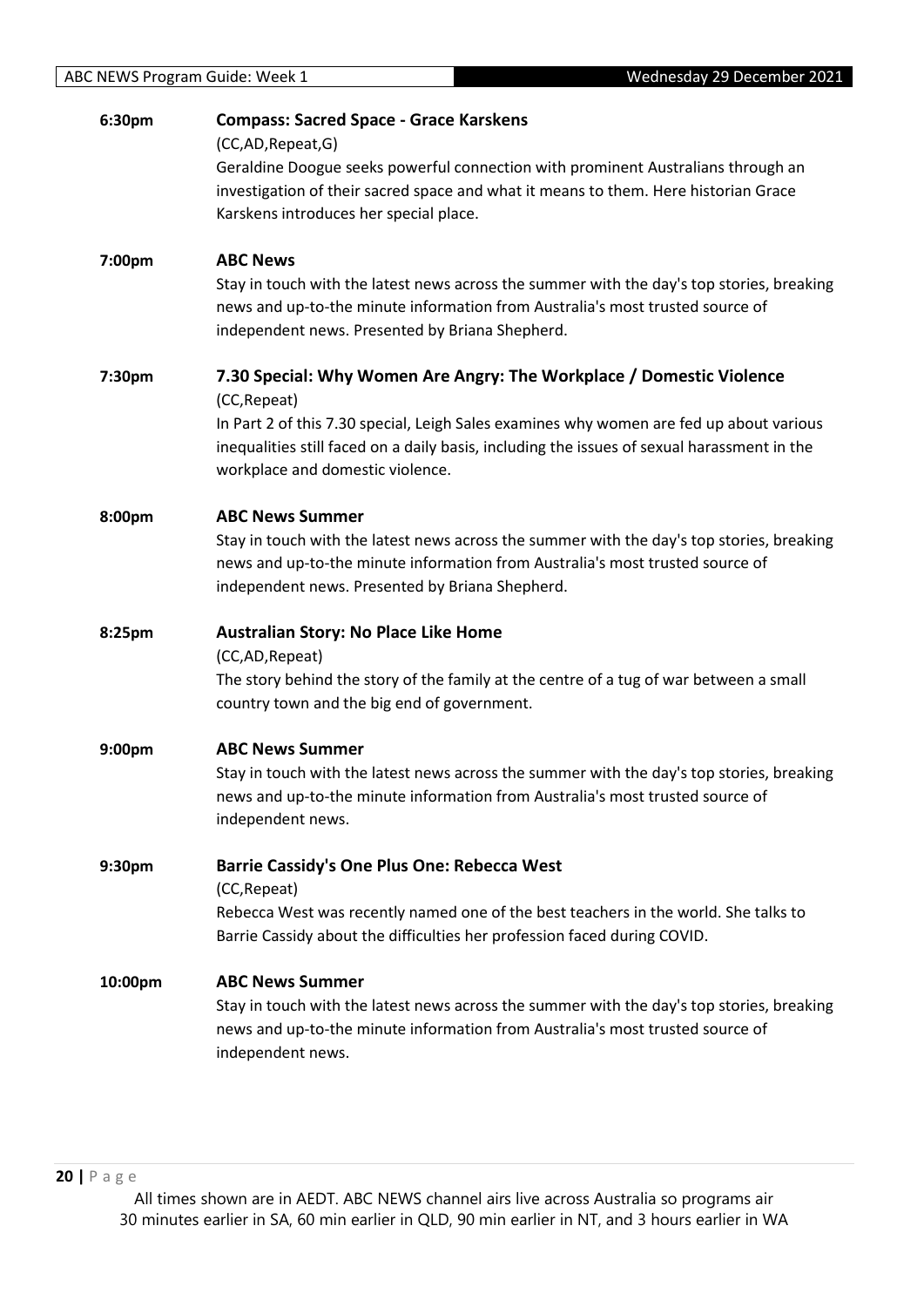**6:30pm** **Compass: Sacred Space - Grace Karskens**

(CC,AD,Repeat,G)

Geraldine Doogue seeks powerful connection with prominent Australians through an investigation of their sacred space and what it means to them. Here historian Grace Karskens introduces her special place.

**7:00pm** **ABC News**

Stay in touch with the latest news across the summer with the day's top stories, breaking news and up-to-the minute information from Australia's most trusted source of independent news. Presented by Briana Shepherd.

**7:30pm** **7.30 Special: Why Women Are Angry: The Workplace / Domestic Violence**

(CC,Repeat)

In Part 2 of this 7.30 special, Leigh Sales examines why women are fed up about various inequalities still faced on a daily basis, including the issues of sexual harassment in the workplace and domestic violence.

**8:00pm** **ABC News Summer**

Stay in touch with the latest news across the summer with the day's top stories, breaking news and up-to-the minute information from Australia's most trusted source of independent news. Presented by Briana Shepherd.

**8:25pm** **Australian Story: No Place Like Home**

(CC,AD,Repeat)

The story behind the story of the family at the centre of a tug of war between a small country town and the big end of government.

**9:00pm** **ABC News Summer**

Stay in touch with the latest news across the summer with the day's top stories, breaking news and up-to-the minute information from Australia's most trusted source of independent news.

**9:30pm** **Barrie Cassidy's One Plus One: Rebecca West**

(CC,Repeat)

Rebecca West was recently named one of the best teachers in the world. She talks to Barrie Cassidy about the difficulties her profession faced during COVID.

**10:00pm** **ABC News Summer**

Stay in touch with the latest news across the summer with the day's top stories, breaking news and up-to-the minute information from Australia's most trusted source of independent news.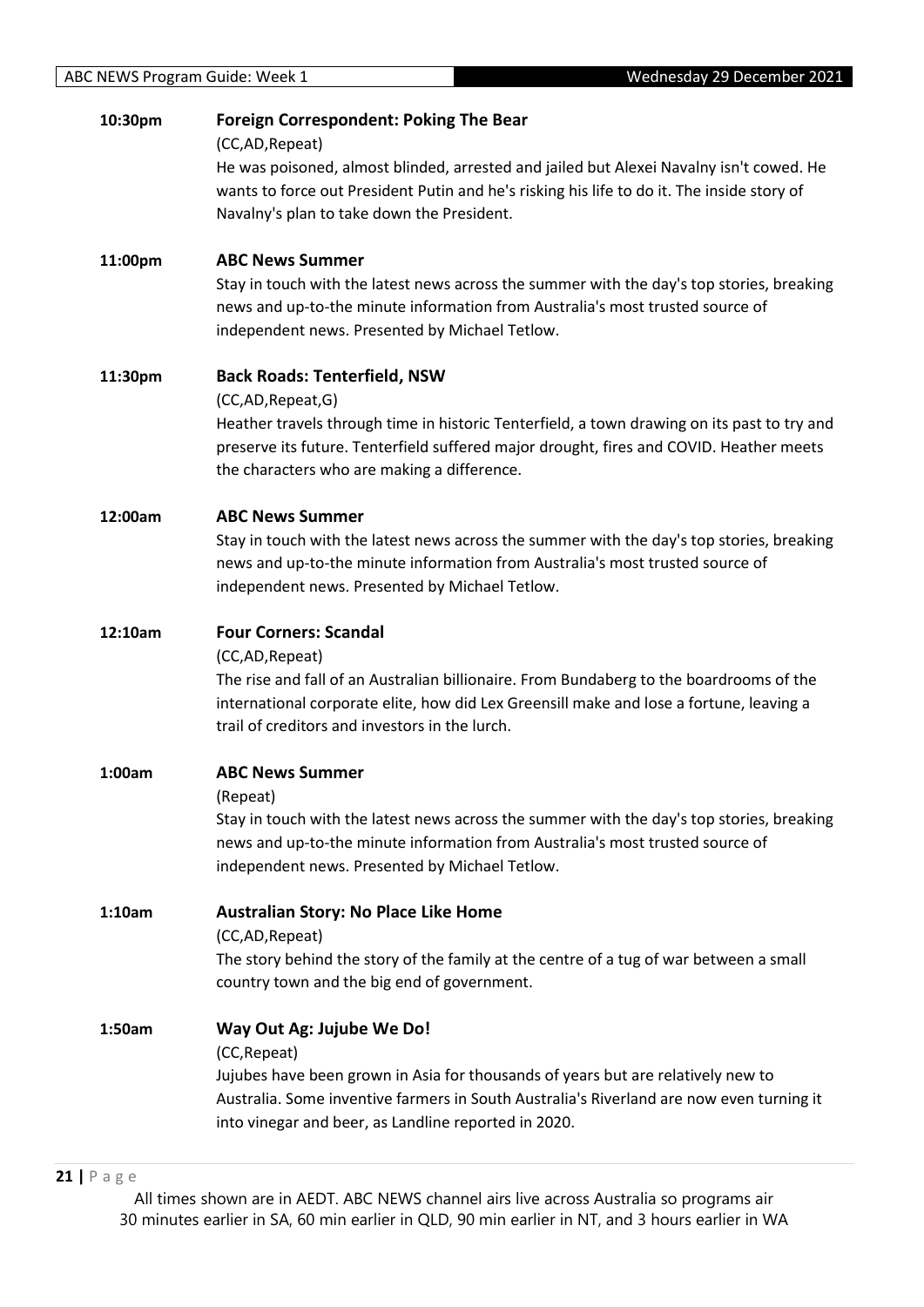**10:30pm** **Foreign Correspondent: Poking The Bear**

(CC,AD,Repeat)

He was poisoned, almost blinded, arrested and jailed but Alexei Navalny isn't cowed. He wants to force out President Putin and he's risking his life to do it. The inside story of Navalny's plan to take down the President.

**11:00pm** **ABC News Summer**

Stay in touch with the latest news across the summer with the day's top stories, breaking news and up-to-the minute information from Australia's most trusted source of independent news. Presented by Michael Tetlow.

**11:30pm** **Back Roads: Tenterfield, NSW**

(CC,AD,Repeat,G)

Heather travels through time in historic Tenterfield, a town drawing on its past to try and preserve its future. Tenterfield suffered major drought, fires and COVID. Heather meets the characters who are making a difference.

**12:00am** **ABC News Summer**

Stay in touch with the latest news across the summer with the day's top stories, breaking news and up-to-the minute information from Australia's most trusted source of independent news. Presented by Michael Tetlow.

**12:10am** **Four Corners: Scandal**

(CC,AD,Repeat)

The rise and fall of an Australian billionaire. From Bundaberg to the boardrooms of the international corporate elite, how did Lex Greensill make and lose a fortune, leaving a trail of creditors and investors in the lurch.

**1:00am** **ABC News Summer**

(Repeat)

Stay in touch with the latest news across the summer with the day's top stories, breaking news and up-to-the minute information from Australia's most trusted source of independent news. Presented by Michael Tetlow.

**1:10am** **Australian Story: No Place Like Home**

(CC,AD,Repeat)

The story behind the story of the family at the centre of a tug of war between a small country town and the big end of government.

**1:50am** **Way Out Ag: Jujube We Do!**

(CC,Repeat)

Jujubes have been grown in Asia for thousands of years but are relatively new to Australia. Some inventive farmers in South Australia's Riverland are now even turning it into vinegar and beer, as Landline reported in 2020.

All times shown are in AEDT. ABC NEWS channel airs live across Australia so programs air 30 minutes earlier in SA, 60 min earlier in QLD, 90 min earlier in NT, and 3 hours earlier in WA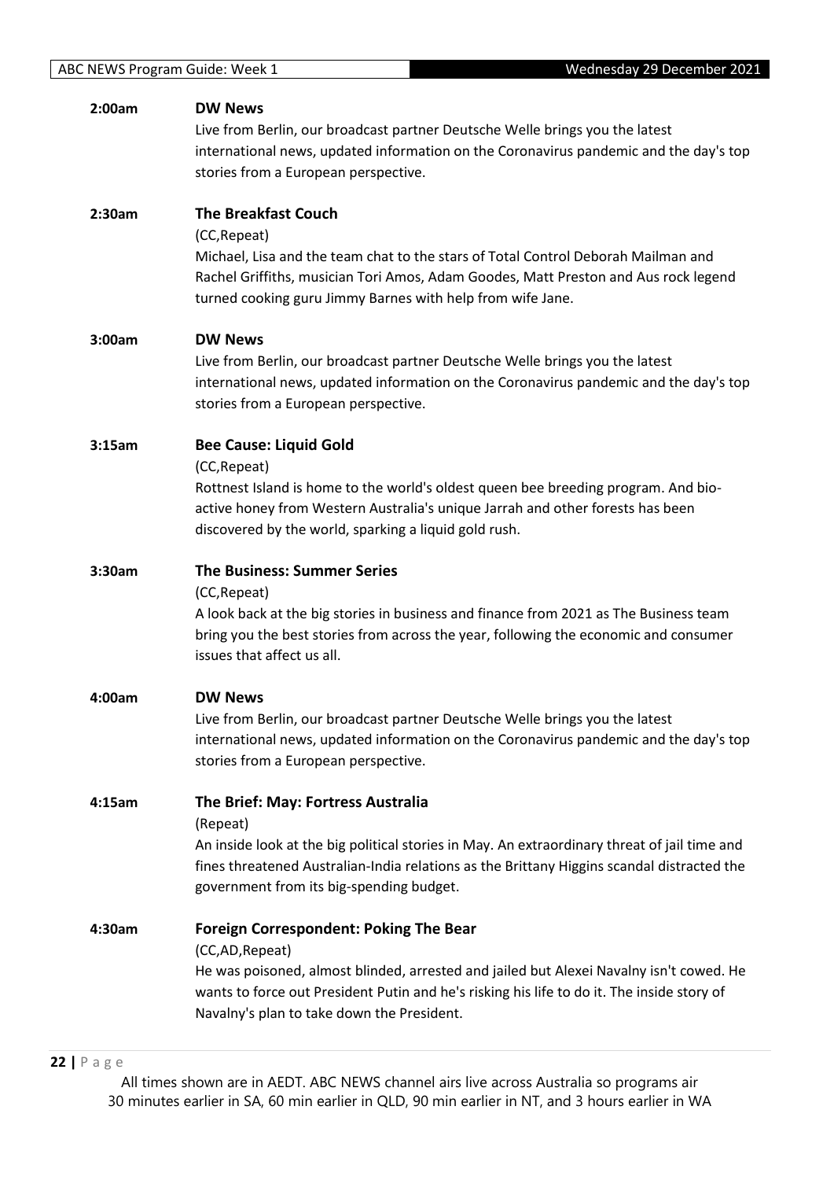**2:00am** **DW News**

Live from Berlin, our broadcast partner Deutsche Welle brings you the latest international news, updated information on the Coronavirus pandemic and the day's top stories from a European perspective.

**2:30am** **The Breakfast Couch**

(CC,Repeat)

Michael, Lisa and the team chat to the stars of Total Control Deborah Mailman and Rachel Griffiths, musician Tori Amos, Adam Goodes, Matt Preston and Aus rock legend turned cooking guru Jimmy Barnes with help from wife Jane.

**3:00am** **DW News**

Live from Berlin, our broadcast partner Deutsche Welle brings you the latest international news, updated information on the Coronavirus pandemic and the day's top stories from a European perspective.

**3:15am** **Bee Cause: Liquid Gold**

(CC,Repeat)

Rottnest Island is home to the world's oldest queen bee breeding program. And bio-active honey from Western Australia's unique Jarrah and other forests has been discovered by the world, sparking a liquid gold rush.

**3:30am** **The Business: Summer Series**

(CC,Repeat)

A look back at the big stories in business and finance from 2021 as The Business team bring you the best stories from across the year, following the economic and consumer issues that affect us all.

**4:00am** **DW News**

Live from Berlin, our broadcast partner Deutsche Welle brings you the latest international news, updated information on the Coronavirus pandemic and the day's top stories from a European perspective.

**4:15am** **The Brief: May: Fortress Australia**

(Repeat)

An inside look at the big political stories in May. An extraordinary threat of jail time and fines threatened Australian-India relations as the Brittany Higgins scandal distracted the government from its big-spending budget.

**4:30am** **Foreign Correspondent: Poking The Bear**

(CC,AD,Repeat)

He was poisoned, almost blinded, arrested and jailed but Alexei Navalny isn't cowed. He wants to force out President Putin and he's risking his life to do it. The inside story of Navalny's plan to take down the President.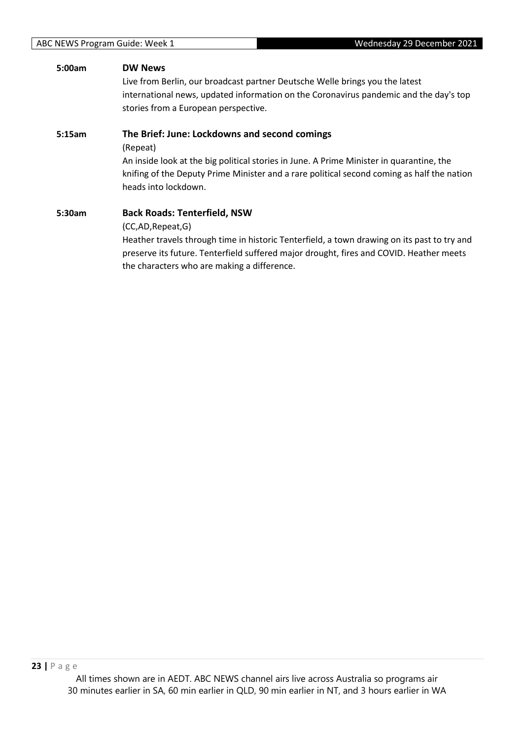**5:00am** **DW News**

Live from Berlin, our broadcast partner Deutsche Welle brings you the latest international news, updated information on the Coronavirus pandemic and the day's top stories from a European perspective.

**5:15am** **The Brief: June: Lockdowns and second comings**

(Repeat)

An inside look at the big political stories in June. A Prime Minister in quarantine, the knifing of the Deputy Prime Minister and a rare political second coming as half the nation heads into lockdown.

**5:30am** **Back Roads: Tenterfield, NSW**

(CC,AD,Repeat,G)

Heather travels through time in historic Tenterfield, a town drawing on its past to try and preserve its future. Tenterfield suffered major drought, fires and COVID. Heather meets the characters who are making a difference.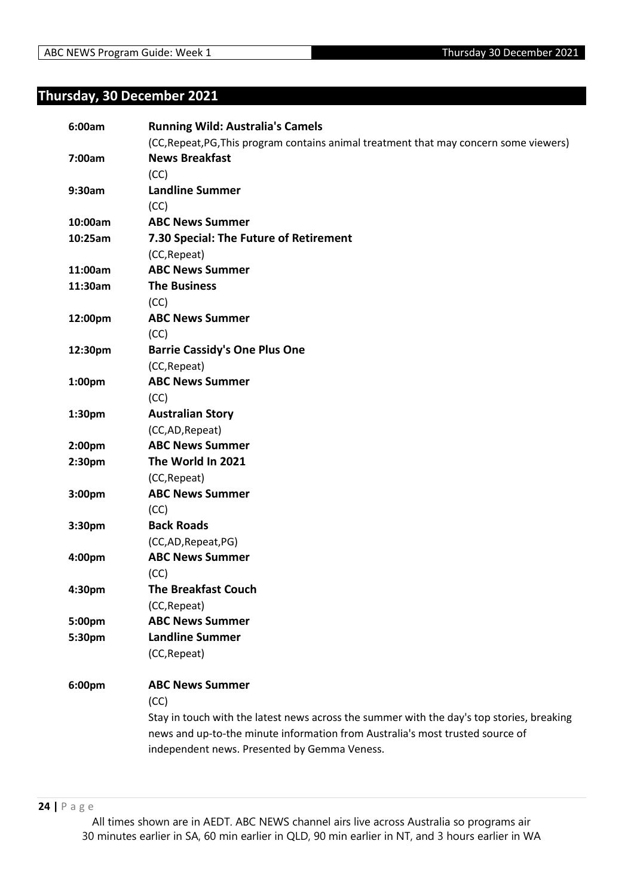## Thursday, 30 December 2021

**6:00am** **Running Wild: Australia's Camels**
(CC,Repeat,PG,This program contains animal treatment that may concern some viewers)

**7:00am** **News Breakfast**
(CC)

**9:30am** **Landline Summer**
(CC)

**10:00am** **ABC News Summer**

**10:25am** **7.30 Special: The Future of Retirement**
(CC,Repeat)

**11:00am** **ABC News Summer**

**11:30am** **The Business**
(CC)

**12:00pm** **ABC News Summer**
(CC)

**12:30pm** **Barrie Cassidy's One Plus One**
(CC,Repeat)

**1:00pm** **ABC News Summer**
(CC)

**1:30pm** **Australian Story**
(CC,AD,Repeat)

**2:00pm** **ABC News Summer**

**2:30pm** **The World In 2021**
(CC,Repeat)

**3:00pm** **ABC News Summer**
(CC)

**3:30pm** **Back Roads**
(CC,AD,Repeat,PG)

**4:00pm** **ABC News Summer**
(CC)

**4:30pm** **The Breakfast Couch**
(CC,Repeat)

**5:00pm** **ABC News Summer**

**5:30pm** **Landline Summer**
(CC,Repeat)

**6:00pm** **ABC News Summer**
(CC)
Stay in touch with the latest news across the summer with the day's top stories, breaking news and up-to-the minute information from Australia's most trusted source of independent news. Presented by Gemma Veness.

All times shown are in AEDT. ABC NEWS channel airs live across Australia so programs air 30 minutes earlier in SA, 60 min earlier in QLD, 90 min earlier in NT, and 3 hours earlier in WA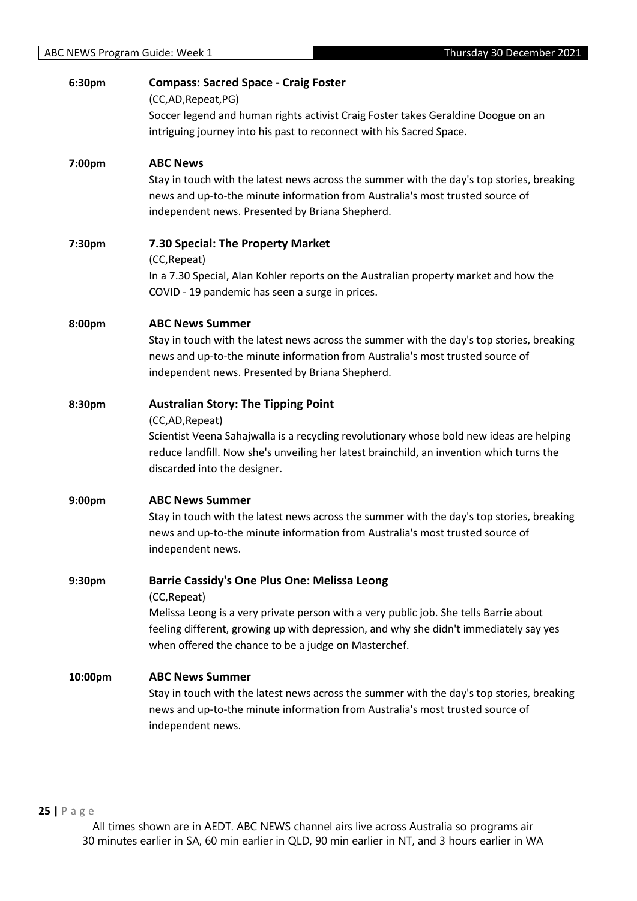**6:30pm** **Compass: Sacred Space - Craig Foster**

(CC,AD,Repeat,PG)

Soccer legend and human rights activist Craig Foster takes Geraldine Doogue on an intriguing journey into his past to reconnect with his Sacred Space.

**7:00pm** **ABC News**

Stay in touch with the latest news across the summer with the day's top stories, breaking news and up-to-the minute information from Australia's most trusted source of independent news. Presented by Briana Shepherd.

**7:30pm** **7.30 Special: The Property Market**

(CC,Repeat)

In a 7.30 Special, Alan Kohler reports on the Australian property market and how the COVID - 19 pandemic has seen a surge in prices.

**8:00pm** **ABC News Summer**

Stay in touch with the latest news across the summer with the day's top stories, breaking news and up-to-the minute information from Australia's most trusted source of independent news. Presented by Briana Shepherd.

**8:30pm** **Australian Story: The Tipping Point**

(CC,AD,Repeat)

Scientist Veena Sahajwalla is a recycling revolutionary whose bold new ideas are helping reduce landfill. Now she's unveiling her latest brainchild, an invention which turns the discarded into the designer.

**9:00pm** **ABC News Summer**

Stay in touch with the latest news across the summer with the day's top stories, breaking news and up-to-the minute information from Australia's most trusted source of independent news.

**9:30pm** **Barrie Cassidy's One Plus One: Melissa Leong**

(CC,Repeat)

Melissa Leong is a very private person with a very public job. She tells Barrie about feeling different, growing up with depression, and why she didn't immediately say yes when offered the chance to be a judge on Masterchef.

**10:00pm** **ABC News Summer**

Stay in touch with the latest news across the summer with the day's top stories, breaking news and up-to-the minute information from Australia's most trusted source of independent news.

All times shown are in AEDT. ABC NEWS channel airs live across Australia so programs air 30 minutes earlier in SA, 60 min earlier in QLD, 90 min earlier in NT, and 3 hours earlier in WA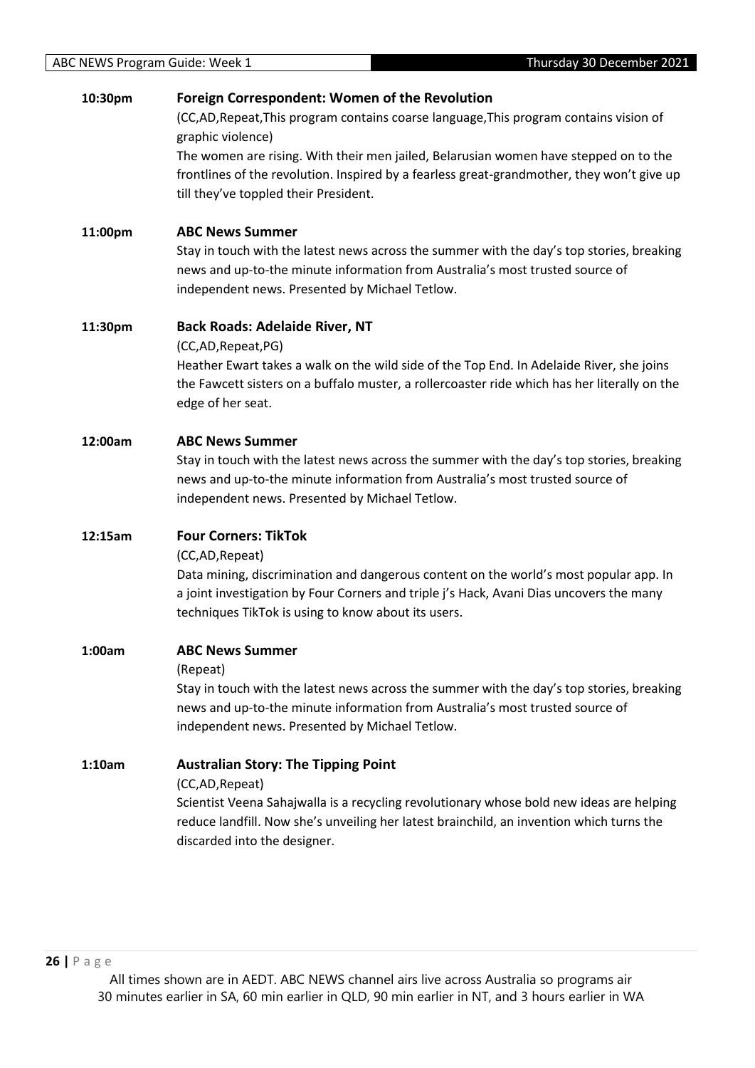**10:30pm** **Foreign Correspondent: Women of the Revolution**

(CC,AD,Repeat,This program contains coarse language,This program contains vision of graphic violence)

The women are rising. With their men jailed, Belarusian women have stepped on to the frontlines of the revolution. Inspired by a fearless great-grandmother, they won't give up till they've toppled their President.

**11:00pm** **ABC News Summer**

Stay in touch with the latest news across the summer with the day's top stories, breaking news and up-to-the minute information from Australia's most trusted source of independent news. Presented by Michael Tetlow.

**11:30pm** **Back Roads: Adelaide River, NT**

(CC,AD,Repeat,PG)

Heather Ewart takes a walk on the wild side of the Top End. In Adelaide River, she joins the Fawcett sisters on a buffalo muster, a rollercoaster ride which has her literally on the edge of her seat.

**12:00am** **ABC News Summer**

Stay in touch with the latest news across the summer with the day's top stories, breaking news and up-to-the minute information from Australia's most trusted source of independent news. Presented by Michael Tetlow.

**12:15am** **Four Corners: TikTok**

(CC,AD,Repeat)

Data mining, discrimination and dangerous content on the world's most popular app. In a joint investigation by Four Corners and triple j's Hack, Avani Dias uncovers the many techniques TikTok is using to know about its users.

**1:00am** **ABC News Summer**

(Repeat)

Stay in touch with the latest news across the summer with the day's top stories, breaking news and up-to-the minute information from Australia's most trusted source of independent news. Presented by Michael Tetlow.

**1:10am** **Australian Story: The Tipping Point**

(CC,AD,Repeat)

Scientist Veena Sahajwalla is a recycling revolutionary whose bold new ideas are helping reduce landfill. Now she's unveiling her latest brainchild, an invention which turns the discarded into the designer.

All times shown are in AEDT. ABC NEWS channel airs live across Australia so programs air 30 minutes earlier in SA, 60 min earlier in QLD, 90 min earlier in NT, and 3 hours earlier in WA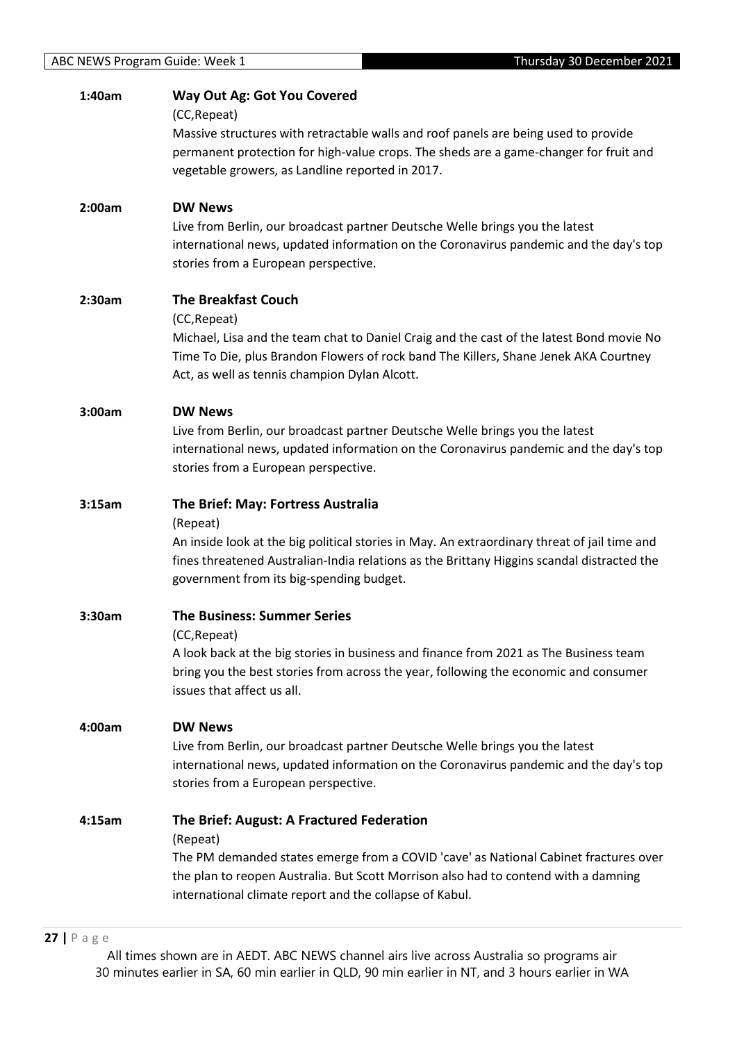**1:40am** **Way Out Ag: Got You Covered**

(CC,Repeat)

Massive structures with retractable walls and roof panels are being used to provide permanent protection for high-value crops. The sheds are a game-changer for fruit and vegetable growers, as Landline reported in 2017.

**2:00am** **DW News**

Live from Berlin, our broadcast partner Deutsche Welle brings you the latest international news, updated information on the Coronavirus pandemic and the day's top stories from a European perspective.

**2:30am** **The Breakfast Couch**

(CC,Repeat)

Michael, Lisa and the team chat to Daniel Craig and the cast of the latest Bond movie No Time To Die, plus Brandon Flowers of rock band The Killers, Shane Jenek AKA Courtney Act, as well as tennis champion Dylan Alcott.

**3:00am** **DW News**

Live from Berlin, our broadcast partner Deutsche Welle brings you the latest international news, updated information on the Coronavirus pandemic and the day's top stories from a European perspective.

**3:15am** **The Brief: May: Fortress Australia**

(Repeat)

An inside look at the big political stories in May. An extraordinary threat of jail time and fines threatened Australian-India relations as the Brittany Higgins scandal distracted the government from its big-spending budget.

**3:30am** **The Business: Summer Series**

(CC,Repeat)

A look back at the big stories in business and finance from 2021 as The Business team bring you the best stories from across the year, following the economic and consumer issues that affect us all.

**4:00am** **DW News**

Live from Berlin, our broadcast partner Deutsche Welle brings you the latest international news, updated information on the Coronavirus pandemic and the day's top stories from a European perspective.

**4:15am** **The Brief: August: A Fractured Federation**

(Repeat)

The PM demanded states emerge from a COVID 'cave' as National Cabinet fractures over the plan to reopen Australia. But Scott Morrison also had to contend with a damning international climate report and the collapse of Kabul.

All times shown are in AEDT. ABC NEWS channel airs live across Australia so programs air 30 minutes earlier in SA, 60 min earlier in QLD, 90 min earlier in NT, and 3 hours earlier in WA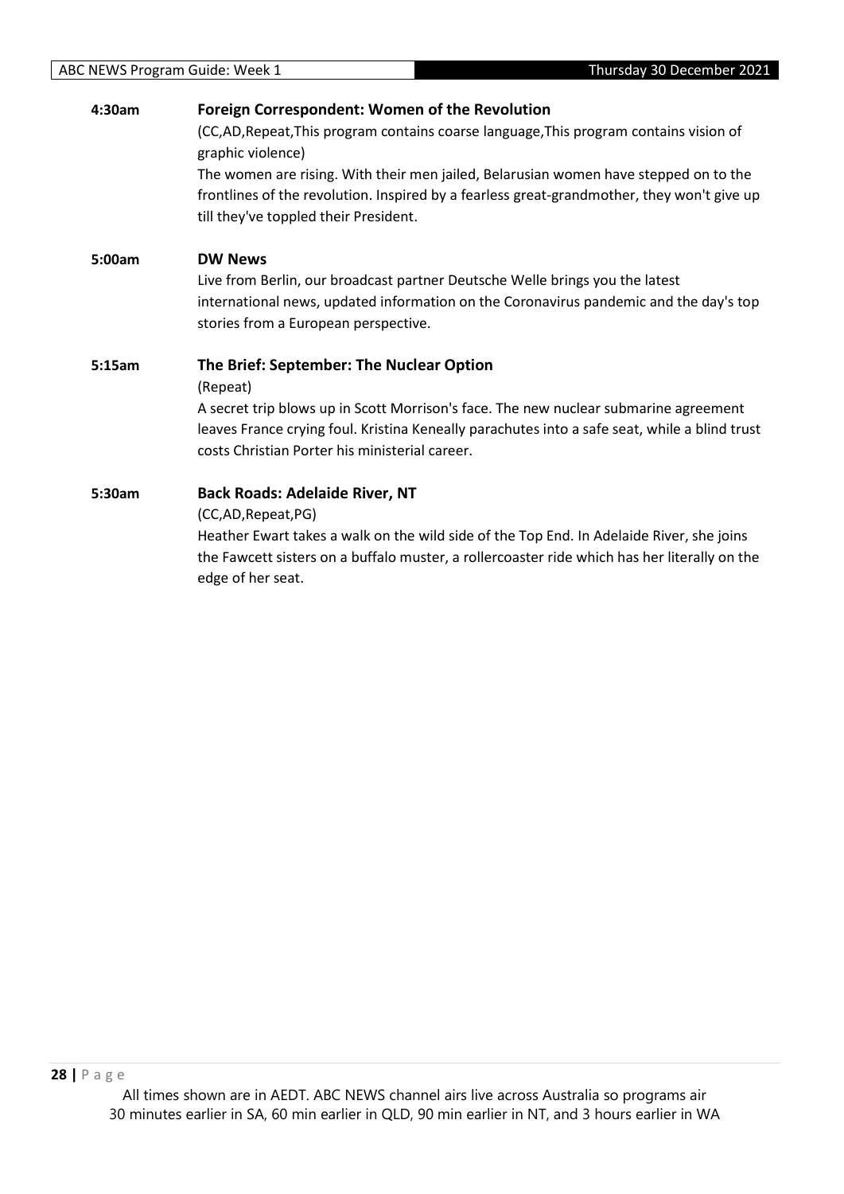**4:30am** **Foreign Correspondent: Women of the Revolution**

(CC,AD,Repeat,This program contains coarse language,This program contains vision of graphic violence)

The women are rising. With their men jailed, Belarusian women have stepped on to the frontlines of the revolution. Inspired by a fearless great-grandmother, they won't give up till they've toppled their President.

**5:00am** **DW News**

Live from Berlin, our broadcast partner Deutsche Welle brings you the latest international news, updated information on the Coronavirus pandemic and the day's top stories from a European perspective.

**5:15am** **The Brief: September: The Nuclear Option**

(Repeat)

A secret trip blows up in Scott Morrison's face. The new nuclear submarine agreement leaves France crying foul. Kristina Keneally parachutes into a safe seat, while a blind trust costs Christian Porter his ministerial career.

**5:30am** **Back Roads: Adelaide River, NT**

(CC,AD,Repeat,PG)

Heather Ewart takes a walk on the wild side of the Top End. In Adelaide River, she joins the Fawcett sisters on a buffalo muster, a rollercoaster ride which has her literally on the edge of her seat.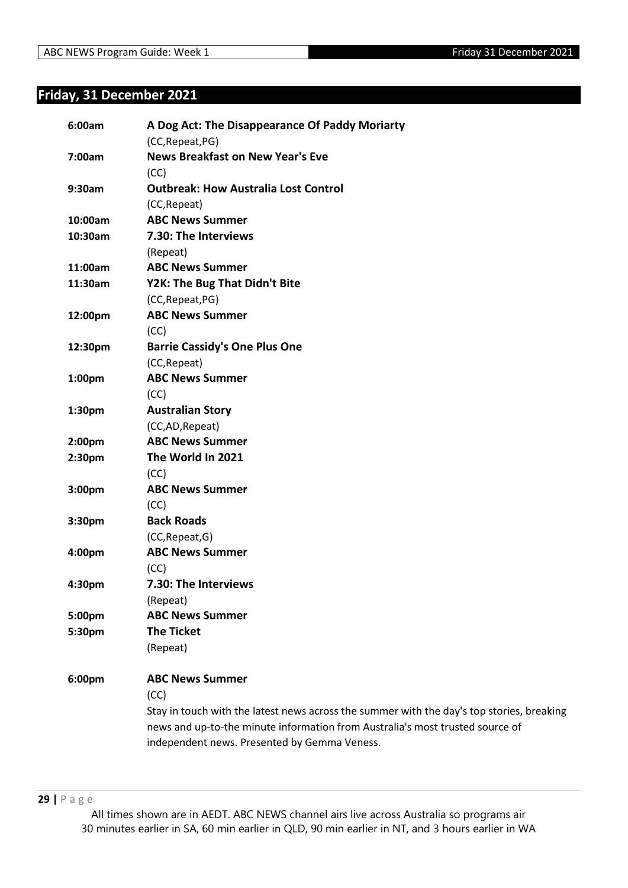## Friday, 31 December 2021

**6:00am** **A Dog Act: The Disappearance Of Paddy Moriarty**
(CC,Repeat,PG)

**7:00am** **News Breakfast on New Year's Eve**
(CC)

**9:30am** **Outbreak: How Australia Lost Control**
(CC,Repeat)

**10:00am** **ABC News Summer**

**10:30am** **7.30: The Interviews**
(Repeat)

**11:00am** **ABC News Summer**

**11:30am** **Y2K: The Bug That Didn't Bite**
(CC,Repeat,PG)

**12:00pm** **ABC News Summer**
(CC)

**12:30pm** **Barrie Cassidy's One Plus One**
(CC,Repeat)

**1:00pm** **ABC News Summer**
(CC)

**1:30pm** **Australian Story**
(CC,AD,Repeat)

**2:00pm** **ABC News Summer**

**2:30pm** **The World In 2021**
(CC)

**3:00pm** **ABC News Summer**
(CC)

**3:30pm** **Back Roads**
(CC,Repeat,G)

**4:00pm** **ABC News Summer**
(CC)

**4:30pm** **7.30: The Interviews**
(Repeat)

**5:00pm** **ABC News Summer**

**5:30pm** **The Ticket**
(Repeat)

**6:00pm** **ABC News Summer**
(CC)
Stay in touch with the latest news across the summer with the day's top stories, breaking news and up-to-the minute information from Australia's most trusted source of independent news. Presented by Gemma Veness.

All times shown are in AEDT. ABC NEWS channel airs live across Australia so programs air 30 minutes earlier in SA, 60 min earlier in QLD, 90 min earlier in NT, and 3 hours earlier in WA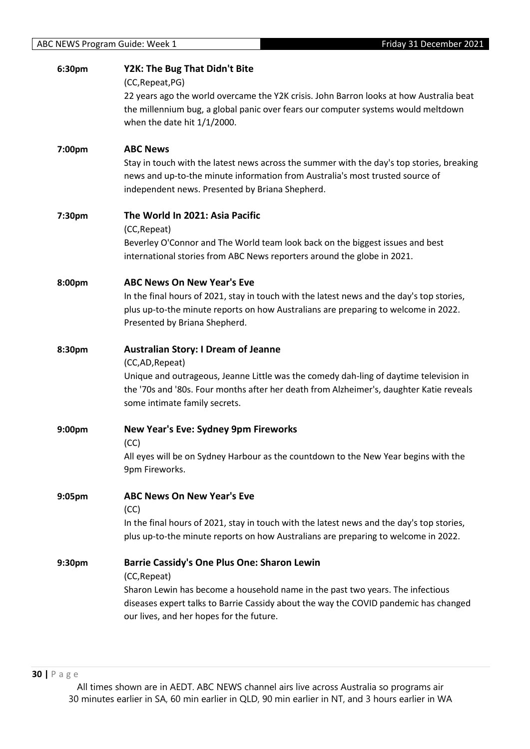**6:30pm** **Y2K: The Bug That Didn't Bite**

(CC,Repeat,PG)

22 years ago the world overcame the Y2K crisis. John Barron looks at how Australia beat the millennium bug, a global panic over fears our computer systems would meltdown when the date hit 1/1/2000.

**7:00pm** **ABC News**

Stay in touch with the latest news across the summer with the day's top stories, breaking news and up-to-the minute information from Australia's most trusted source of independent news. Presented by Briana Shepherd.

**7:30pm** **The World In 2021: Asia Pacific**

(CC,Repeat)

Beverley O'Connor and The World team look back on the biggest issues and best international stories from ABC News reporters around the globe in 2021.

**8:00pm** **ABC News On New Year's Eve**

In the final hours of 2021, stay in touch with the latest news and the day's top stories, plus up-to-the minute reports on how Australians are preparing to welcome in 2022. Presented by Briana Shepherd.

**8:30pm** **Australian Story: I Dream of Jeanne**

(CC,AD,Repeat)

Unique and outrageous, Jeanne Little was the comedy dah-ling of daytime television in the '70s and '80s. Four months after her death from Alzheimer's, daughter Katie reveals some intimate family secrets.

**9:00pm** **New Year's Eve: Sydney 9pm Fireworks**

(CC)

All eyes will be on Sydney Harbour as the countdown to the New Year begins with the 9pm Fireworks.

**9:05pm** **ABC News On New Year's Eve**

(CC)

In the final hours of 2021, stay in touch with the latest news and the day's top stories, plus up-to-the minute reports on how Australians are preparing to welcome in 2022.

**9:30pm** **Barrie Cassidy's One Plus One: Sharon Lewin**

(CC,Repeat)

Sharon Lewin has become a household name in the past two years. The infectious diseases expert talks to Barrie Cassidy about the way the COVID pandemic has changed our lives, and her hopes for the future.

All times shown are in AEDT. ABC NEWS channel airs live across Australia so programs air 30 minutes earlier in SA, 60 min earlier in QLD, 90 min earlier in NT, and 3 hours earlier in WA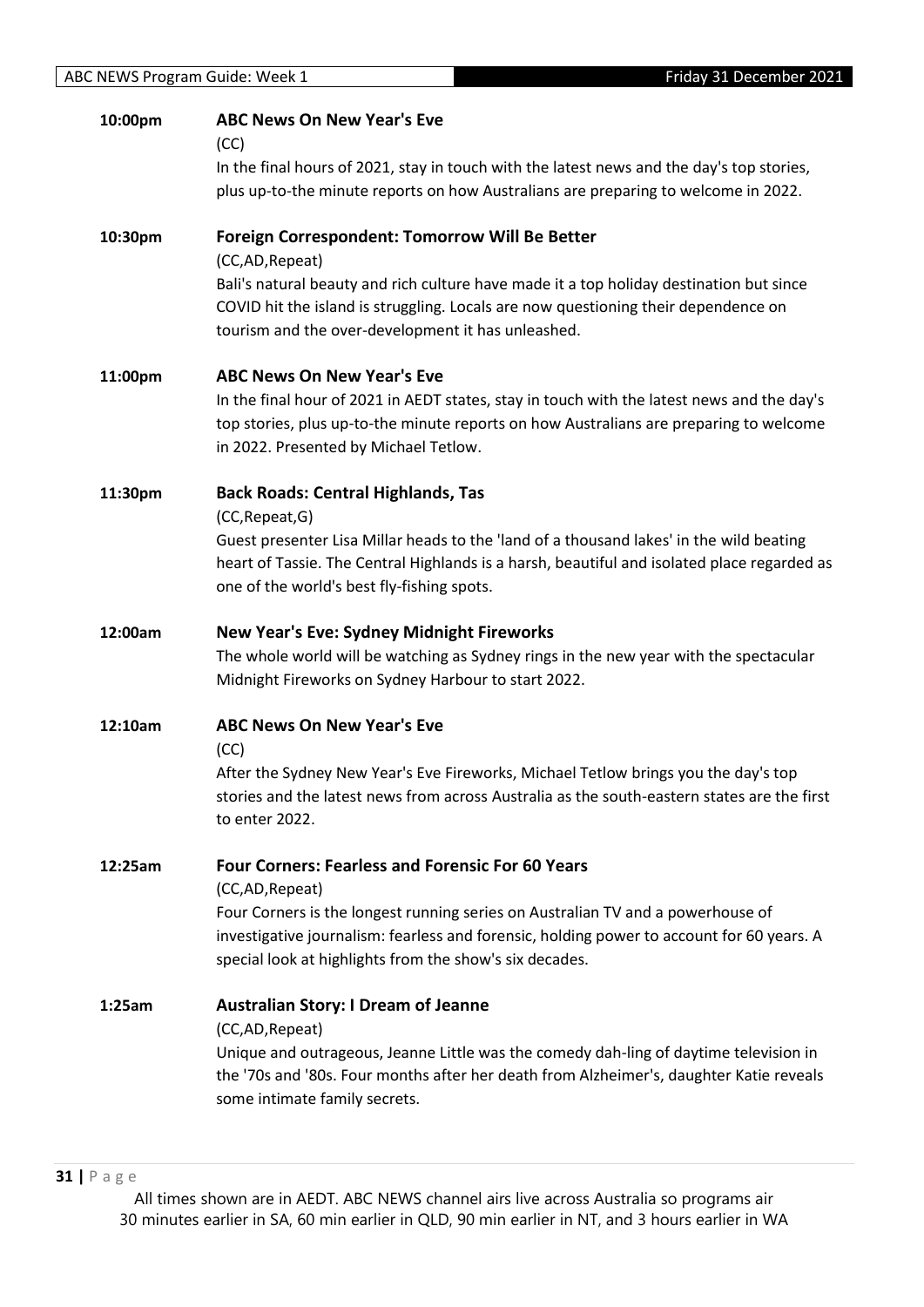**10:00pm** **ABC News On New Year's Eve**

(CC)

In the final hours of 2021, stay in touch with the latest news and the day's top stories, plus up-to-the minute reports on how Australians are preparing to welcome in 2022.

**10:30pm** **Foreign Correspondent: Tomorrow Will Be Better**

(CC,AD,Repeat)

Bali's natural beauty and rich culture have made it a top holiday destination but since COVID hit the island is struggling. Locals are now questioning their dependence on tourism and the over-development it has unleashed.

**11:00pm** **ABC News On New Year's Eve**

In the final hour of 2021 in AEDT states, stay in touch with the latest news and the day's top stories, plus up-to-the minute reports on how Australians are preparing to welcome in 2022. Presented by Michael Tetlow.

**11:30pm** **Back Roads: Central Highlands, Tas**

(CC,Repeat,G)

Guest presenter Lisa Millar heads to the 'land of a thousand lakes' in the wild beating heart of Tassie. The Central Highlands is a harsh, beautiful and isolated place regarded as one of the world's best fly-fishing spots.

**12:00am** **New Year's Eve: Sydney Midnight Fireworks**

The whole world will be watching as Sydney rings in the new year with the spectacular Midnight Fireworks on Sydney Harbour to start 2022.

**12:10am** **ABC News On New Year's Eve**

(CC)

After the Sydney New Year's Eve Fireworks, Michael Tetlow brings you the day's top stories and the latest news from across Australia as the south-eastern states are the first to enter 2022.

**12:25am** **Four Corners: Fearless and Forensic For 60 Years**

(CC,AD,Repeat)

Four Corners is the longest running series on Australian TV and a powerhouse of investigative journalism: fearless and forensic, holding power to account for 60 years. A special look at highlights from the show's six decades.

**1:25am** **Australian Story: I Dream of Jeanne**

(CC,AD,Repeat)

Unique and outrageous, Jeanne Little was the comedy dah-ling of daytime television in the '70s and '80s. Four months after her death from Alzheimer's, daughter Katie reveals some intimate family secrets.

All times shown are in AEDT. ABC NEWS channel airs live across Australia so programs air 30 minutes earlier in SA, 60 min earlier in QLD, 90 min earlier in NT, and 3 hours earlier in WA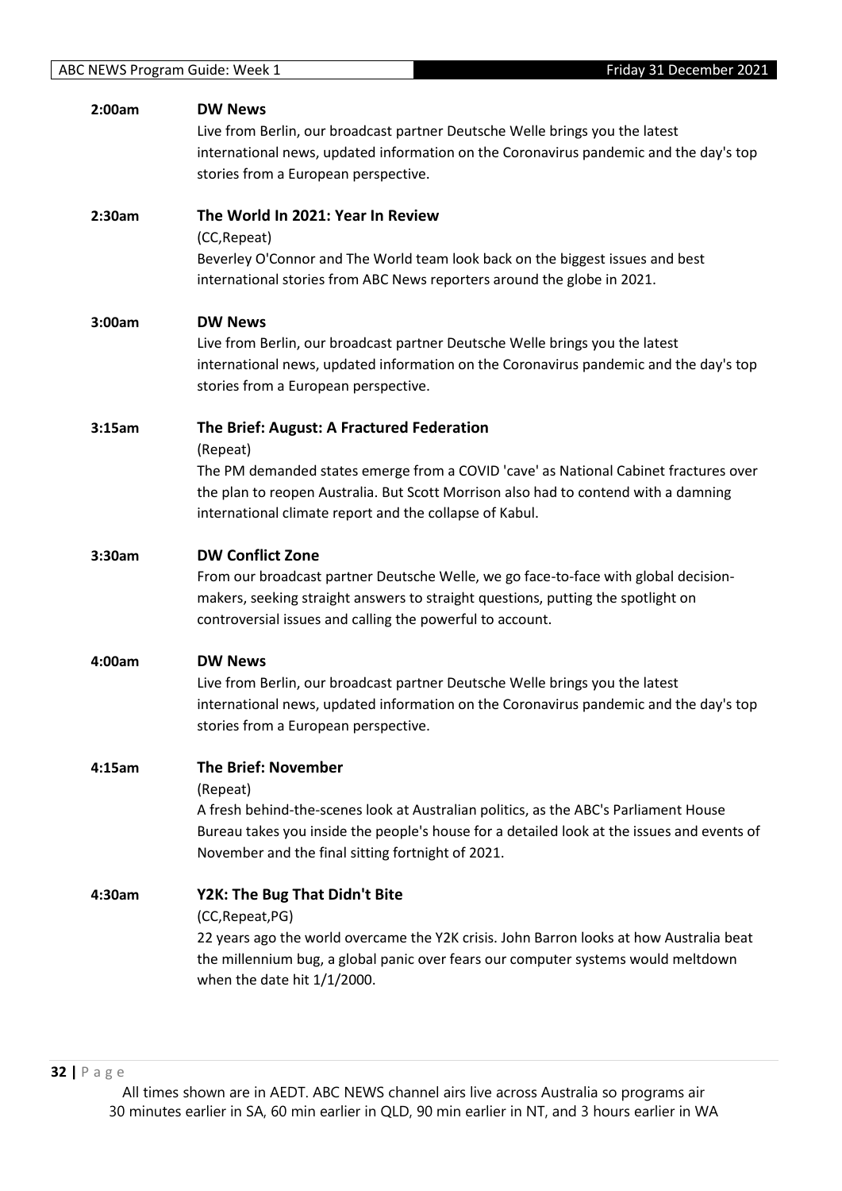**2:00am** **DW News**

Live from Berlin, our broadcast partner Deutsche Welle brings you the latest international news, updated information on the Coronavirus pandemic and the day's top stories from a European perspective.

**2:30am** **The World In 2021: Year In Review**

(CC,Repeat)

Beverley O'Connor and The World team look back on the biggest issues and best international stories from ABC News reporters around the globe in 2021.

**3:00am** **DW News**

Live from Berlin, our broadcast partner Deutsche Welle brings you the latest international news, updated information on the Coronavirus pandemic and the day's top stories from a European perspective.

**3:15am** **The Brief: August: A Fractured Federation**

(Repeat)

The PM demanded states emerge from a COVID 'cave' as National Cabinet fractures over the plan to reopen Australia. But Scott Morrison also had to contend with a damning international climate report and the collapse of Kabul.

**3:30am** **DW Conflict Zone**

From our broadcast partner Deutsche Welle, we go face-to-face with global decision-makers, seeking straight answers to straight questions, putting the spotlight on controversial issues and calling the powerful to account.

**4:00am** **DW News**

Live from Berlin, our broadcast partner Deutsche Welle brings you the latest international news, updated information on the Coronavirus pandemic and the day's top stories from a European perspective.

**4:15am** **The Brief: November**

(Repeat)

A fresh behind-the-scenes look at Australian politics, as the ABC's Parliament House Bureau takes you inside the people's house for a detailed look at the issues and events of November and the final sitting fortnight of 2021.

**4:30am** **Y2K: The Bug That Didn't Bite**

(CC,Repeat,PG)

22 years ago the world overcame the Y2K crisis. John Barron looks at how Australia beat the millennium bug, a global panic over fears our computer systems would meltdown when the date hit 1/1/2000.

All times shown are in AEDT. ABC NEWS channel airs live across Australia so programs air 30 minutes earlier in SA, 60 min earlier in QLD, 90 min earlier in NT, and 3 hours earlier in WA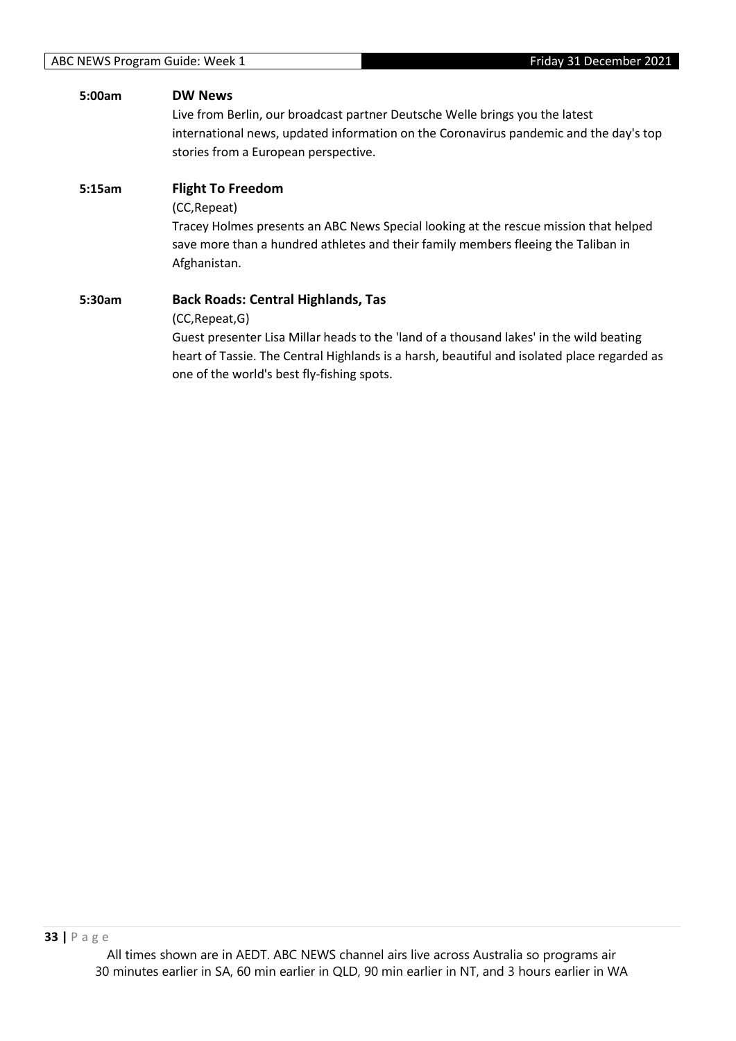**5:00am** **DW News**

Live from Berlin, our broadcast partner Deutsche Welle brings you the latest international news, updated information on the Coronavirus pandemic and the day's top stories from a European perspective.

**5:15am** **Flight To Freedom**

(CC,Repeat)

Tracey Holmes presents an ABC News Special looking at the rescue mission that helped save more than a hundred athletes and their family members fleeing the Taliban in Afghanistan.

**5:30am** **Back Roads: Central Highlands, Tas**

(CC,Repeat,G)

Guest presenter Lisa Millar heads to the 'land of a thousand lakes' in the wild beating heart of Tassie. The Central Highlands is a harsh, beautiful and isolated place regarded as one of the world's best fly-fishing spots.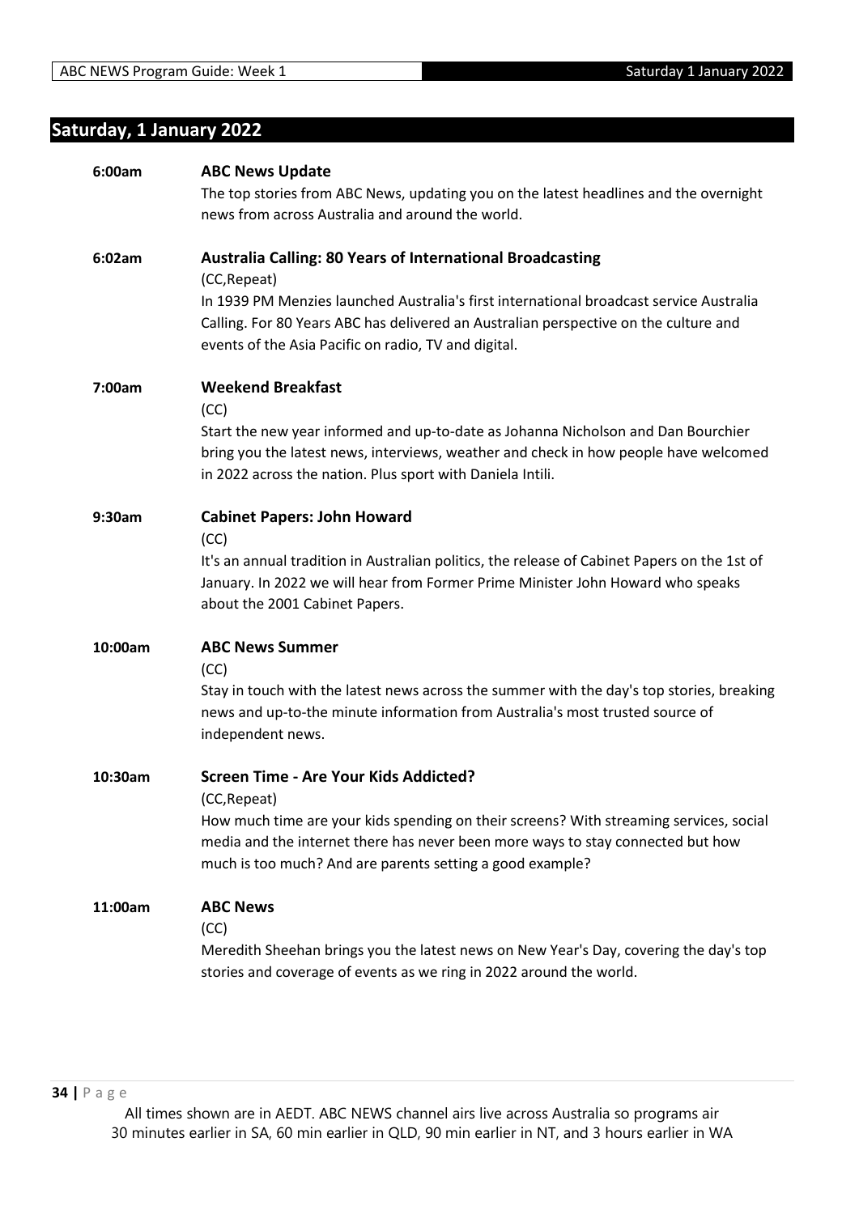## Saturday, 1 January 2022

**6:00am** **ABC News Update**

The top stories from ABC News, updating you on the latest headlines and the overnight news from across Australia and around the world.

**6:02am** **Australia Calling: 80 Years of International Broadcasting**

(CC,Repeat)

In 1939 PM Menzies launched Australia's first international broadcast service Australia Calling. For 80 Years ABC has delivered an Australian perspective on the culture and events of the Asia Pacific on radio, TV and digital.

**7:00am** **Weekend Breakfast**

(CC)

Start the new year informed and up-to-date as Johanna Nicholson and Dan Bourchier bring you the latest news, interviews, weather and check in how people have welcomed in 2022 across the nation. Plus sport with Daniela Intili.

**9:30am** **Cabinet Papers: John Howard**

(CC)

It's an annual tradition in Australian politics, the release of Cabinet Papers on the 1st of January. In 2022 we will hear from Former Prime Minister John Howard who speaks about the 2001 Cabinet Papers.

**10:00am** **ABC News Summer**

(CC)

Stay in touch with the latest news across the summer with the day's top stories, breaking news and up-to-the minute information from Australia's most trusted source of independent news.

**10:30am** **Screen Time - Are Your Kids Addicted?**

(CC,Repeat)

How much time are your kids spending on their screens? With streaming services, social media and the internet there has never been more ways to stay connected but how much is too much? And are parents setting a good example?

**11:00am** **ABC News**

(CC)

Meredith Sheehan brings you the latest news on New Year's Day, covering the day's top stories and coverage of events as we ring in 2022 around the world.

All times shown are in AEDT. ABC NEWS channel airs live across Australia so programs air 30 minutes earlier in SA, 60 min earlier in QLD, 90 min earlier in NT, and 3 hours earlier in WA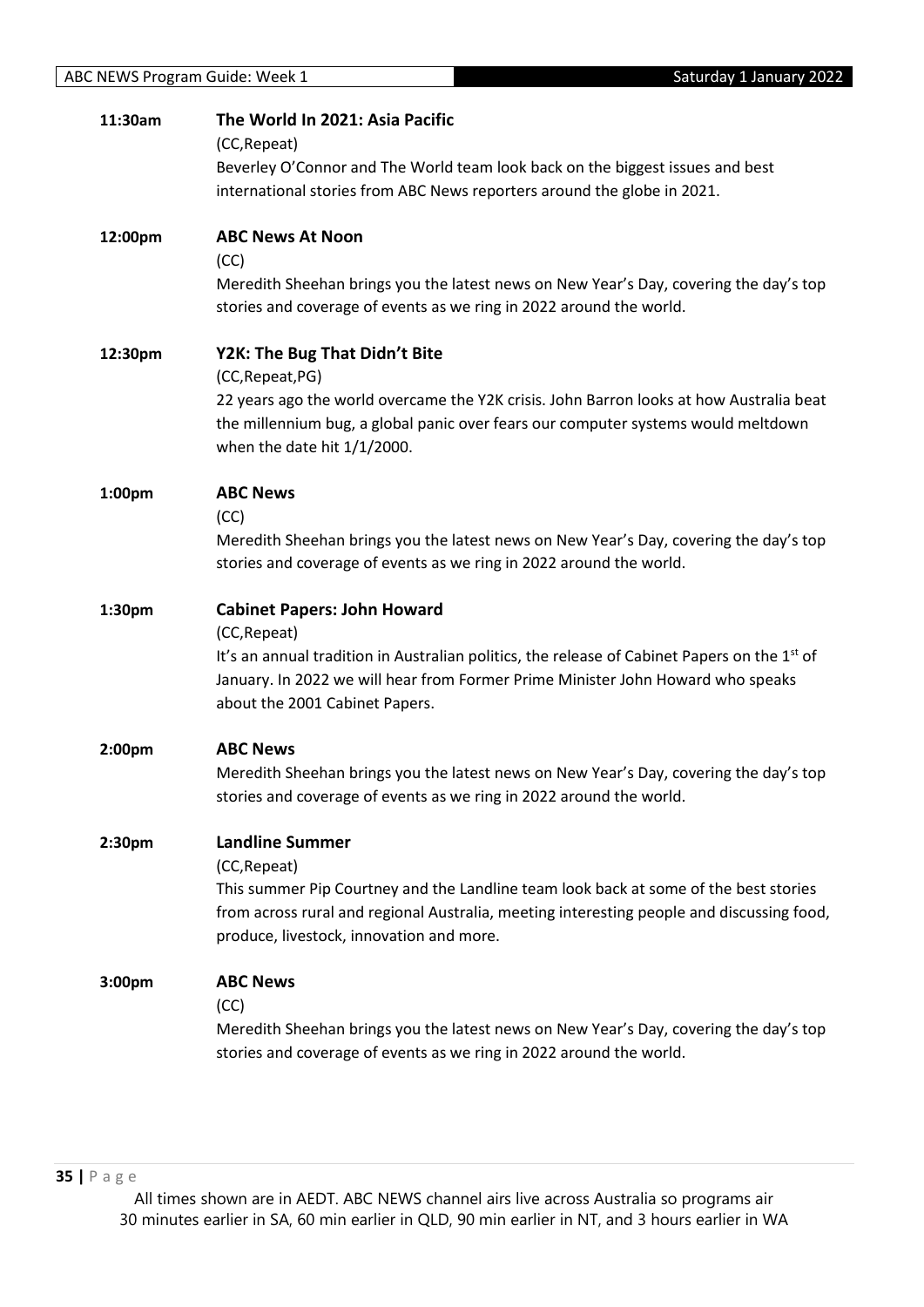**11:30am** **The World In 2021: Asia Pacific**

(CC,Repeat)

Beverley O'Connor and The World team look back on the biggest issues and best international stories from ABC News reporters around the globe in 2021.

**12:00pm** **ABC News At Noon**

(CC)

Meredith Sheehan brings you the latest news on New Year's Day, covering the day's top stories and coverage of events as we ring in 2022 around the world.

**12:30pm** **Y2K: The Bug That Didn't Bite**

(CC,Repeat,PG)

22 years ago the world overcame the Y2K crisis. John Barron looks at how Australia beat the millennium bug, a global panic over fears our computer systems would meltdown when the date hit 1/1/2000.

**1:00pm** **ABC News**

(CC)

Meredith Sheehan brings you the latest news on New Year's Day, covering the day's top stories and coverage of events as we ring in 2022 around the world.

**1:30pm** **Cabinet Papers: John Howard**

(CC,Repeat)

It's an annual tradition in Australian politics, the release of Cabinet Papers on the 1st of January. In 2022 we will hear from Former Prime Minister John Howard who speaks about the 2001 Cabinet Papers.

**2:00pm** **ABC News**

Meredith Sheehan brings you the latest news on New Year's Day, covering the day's top stories and coverage of events as we ring in 2022 around the world.

**2:30pm** **Landline Summer**

(CC,Repeat)

This summer Pip Courtney and the Landline team look back at some of the best stories from across rural and regional Australia, meeting interesting people and discussing food, produce, livestock, innovation and more.

**3:00pm** **ABC News**

(CC)

Meredith Sheehan brings you the latest news on New Year's Day, covering the day's top stories and coverage of events as we ring in 2022 around the world.

All times shown are in AEDT. ABC NEWS channel airs live across Australia so programs air 30 minutes earlier in SA, 60 min earlier in QLD, 90 min earlier in NT, and 3 hours earlier in WA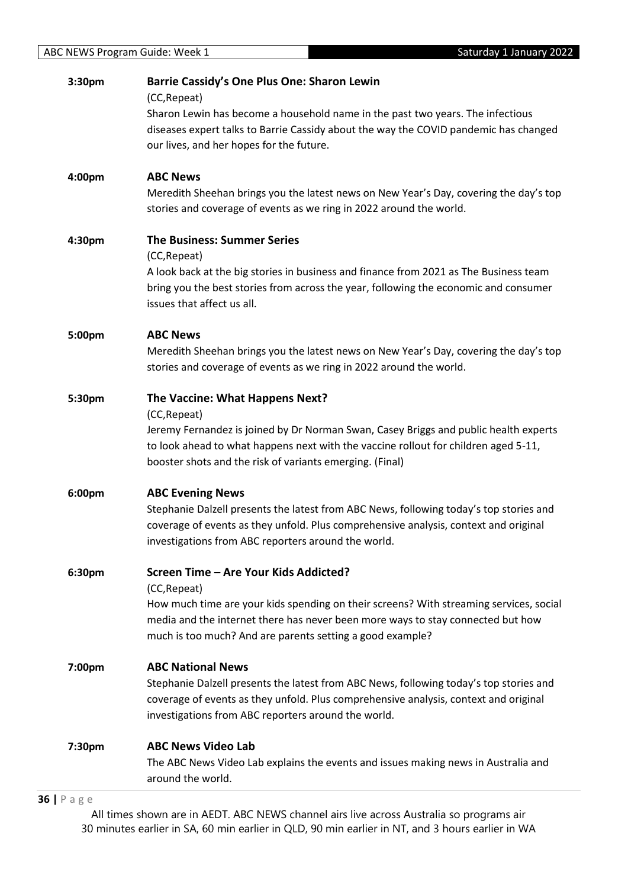**3:30pm** **Barrie Cassidy's One Plus One: Sharon Lewin**
(CC,Repeat)
Sharon Lewin has become a household name in the past two years. The infectious diseases expert talks to Barrie Cassidy about the way the COVID pandemic has changed our lives, and her hopes for the future.

**4:00pm** **ABC News**
Meredith Sheehan brings you the latest news on New Year's Day, covering the day's top stories and coverage of events as we ring in 2022 around the world.

**4:30pm** **The Business: Summer Series**
(CC,Repeat)
A look back at the big stories in business and finance from 2021 as The Business team bring you the best stories from across the year, following the economic and consumer issues that affect us all.

**5:00pm** **ABC News**
Meredith Sheehan brings you the latest news on New Year's Day, covering the day's top stories and coverage of events as we ring in 2022 around the world.

**5:30pm** **The Vaccine: What Happens Next?**
(CC,Repeat)
Jeremy Fernandez is joined by Dr Norman Swan, Casey Briggs and public health experts to look ahead to what happens next with the vaccine rollout for children aged 5-11, booster shots and the risk of variants emerging. (Final)

**6:00pm** **ABC Evening News**
Stephanie Dalzell presents the latest from ABC News, following today's top stories and coverage of events as they unfold. Plus comprehensive analysis, context and original investigations from ABC reporters around the world.

**6:30pm** **Screen Time – Are Your Kids Addicted?**
(CC,Repeat)
How much time are your kids spending on their screens? With streaming services, social media and the internet there has never been more ways to stay connected but how much is too much? And are parents setting a good example?

**7:00pm** **ABC National News**
Stephanie Dalzell presents the latest from ABC News, following today's top stories and coverage of events as they unfold. Plus comprehensive analysis, context and original investigations from ABC reporters around the world.

**7:30pm** **ABC News Video Lab**
The ABC News Video Lab explains the events and issues making news in Australia and around the world.

All times shown are in AEDT. ABC NEWS channel airs live across Australia so programs air 30 minutes earlier in SA, 60 min earlier in QLD, 90 min earlier in NT, and 3 hours earlier in WA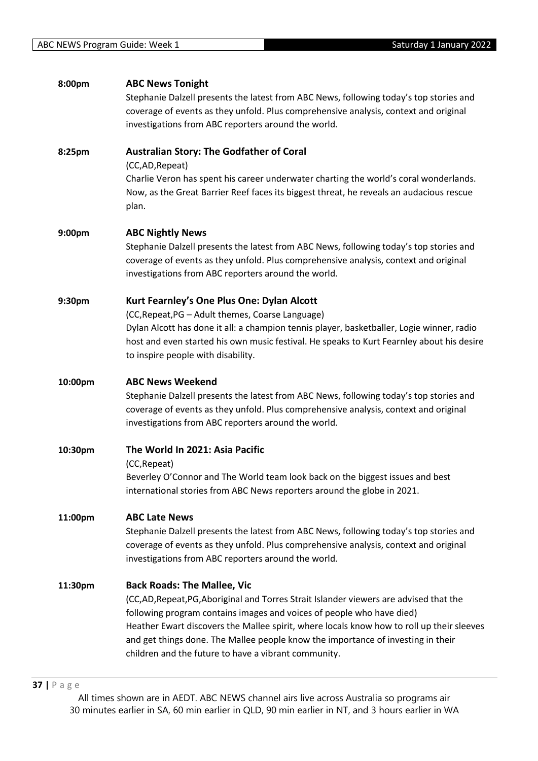**8:00pm** **ABC News Tonight**

Stephanie Dalzell presents the latest from ABC News, following today's top stories and coverage of events as they unfold. Plus comprehensive analysis, context and original investigations from ABC reporters around the world.

**8:25pm** **Australian Story: The Godfather of Coral**

(CC,AD,Repeat)

Charlie Veron has spent his career underwater charting the world's coral wonderlands. Now, as the Great Barrier Reef faces its biggest threat, he reveals an audacious rescue plan.

**9:00pm** **ABC Nightly News**

Stephanie Dalzell presents the latest from ABC News, following today's top stories and coverage of events as they unfold. Plus comprehensive analysis, context and original investigations from ABC reporters around the world.

**9:30pm** **Kurt Fearnley's One Plus One: Dylan Alcott**

(CC,Repeat,PG – Adult themes, Coarse Language)

Dylan Alcott has done it all: a champion tennis player, basketballer, Logie winner, radio host and even started his own music festival. He speaks to Kurt Fearnley about his desire to inspire people with disability.

**10:00pm** **ABC News Weekend**

Stephanie Dalzell presents the latest from ABC News, following today's top stories and coverage of events as they unfold. Plus comprehensive analysis, context and original investigations from ABC reporters around the world.

**10:30pm** **The World In 2021: Asia Pacific**

(CC,Repeat)

Beverley O'Connor and The World team look back on the biggest issues and best international stories from ABC News reporters around the globe in 2021.

**11:00pm** **ABC Late News**

Stephanie Dalzell presents the latest from ABC News, following today's top stories and coverage of events as they unfold. Plus comprehensive analysis, context and original investigations from ABC reporters around the world.

**11:30pm** **Back Roads: The Mallee, Vic**

(CC,AD,Repeat,PG,Aboriginal and Torres Strait Islander viewers are advised that the following program contains images and voices of people who have died)

Heather Ewart discovers the Mallee spirit, where locals know how to roll up their sleeves and get things done. The Mallee people know the importance of investing in their children and the future to have a vibrant community.

All times shown are in AEDT. ABC NEWS channel airs live across Australia so programs air 30 minutes earlier in SA, 60 min earlier in QLD, 90 min earlier in NT, and 3 hours earlier in WA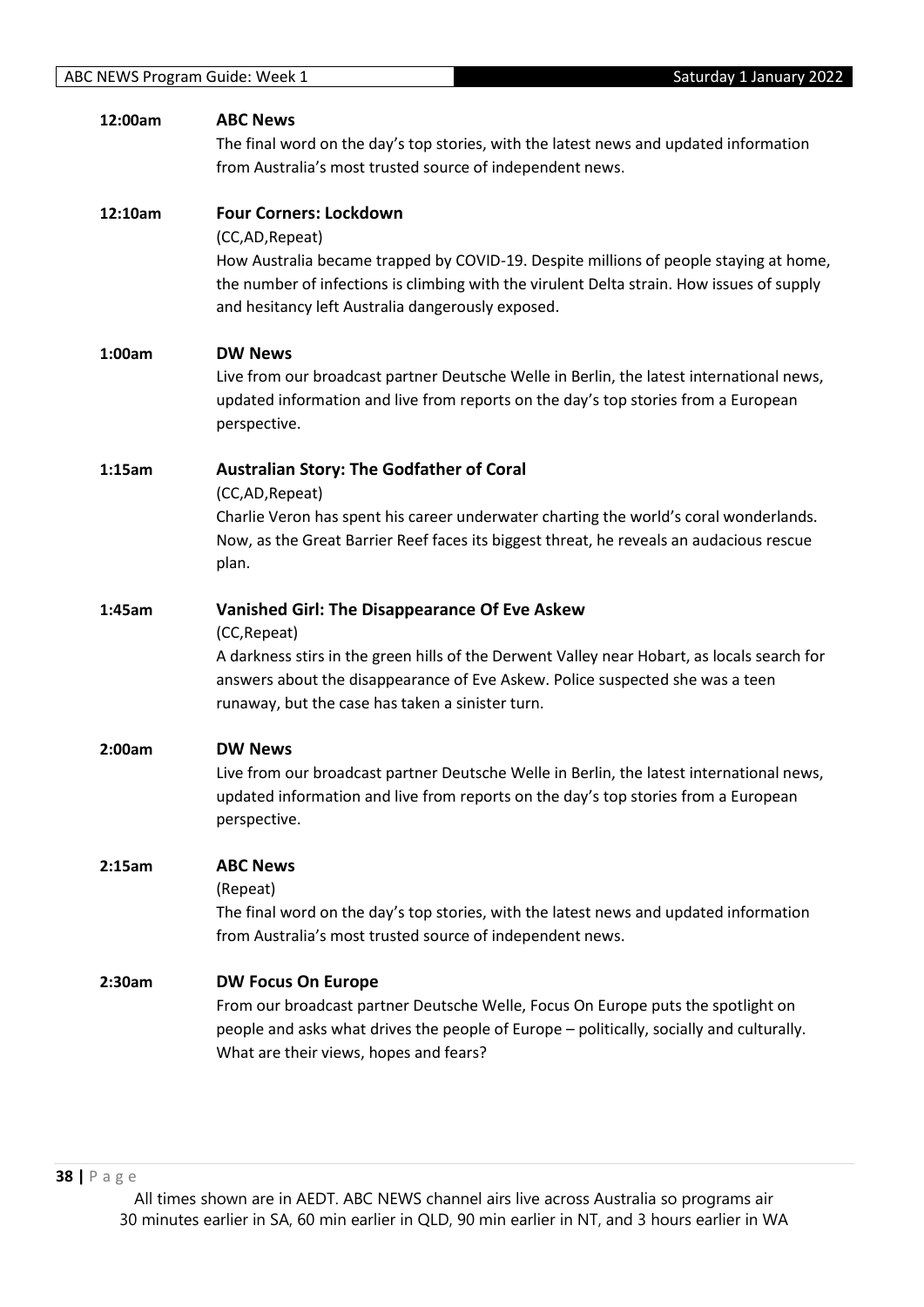**12:00am** **ABC News**

The final word on the day's top stories, with the latest news and updated information from Australia's most trusted source of independent news.

**12:10am** **Four Corners: Lockdown**

(CC,AD,Repeat)

How Australia became trapped by COVID-19. Despite millions of people staying at home, the number of infections is climbing with the virulent Delta strain. How issues of supply and hesitancy left Australia dangerously exposed.

**1:00am** **DW News**

Live from our broadcast partner Deutsche Welle in Berlin, the latest international news, updated information and live from reports on the day's top stories from a European perspective.

**1:15am** **Australian Story: The Godfather of Coral**

(CC,AD,Repeat)

Charlie Veron has spent his career underwater charting the world's coral wonderlands. Now, as the Great Barrier Reef faces its biggest threat, he reveals an audacious rescue plan.

**1:45am** **Vanished Girl: The Disappearance Of Eve Askew**

(CC,Repeat)

A darkness stirs in the green hills of the Derwent Valley near Hobart, as locals search for answers about the disappearance of Eve Askew. Police suspected she was a teen runaway, but the case has taken a sinister turn.

**2:00am** **DW News**

Live from our broadcast partner Deutsche Welle in Berlin, the latest international news, updated information and live from reports on the day's top stories from a European perspective.

**2:15am** **ABC News**

(Repeat)

The final word on the day's top stories, with the latest news and updated information from Australia's most trusted source of independent news.

**2:30am** **DW Focus On Europe**

From our broadcast partner Deutsche Welle, Focus On Europe puts the spotlight on people and asks what drives the people of Europe – politically, socially and culturally. What are their views, hopes and fears?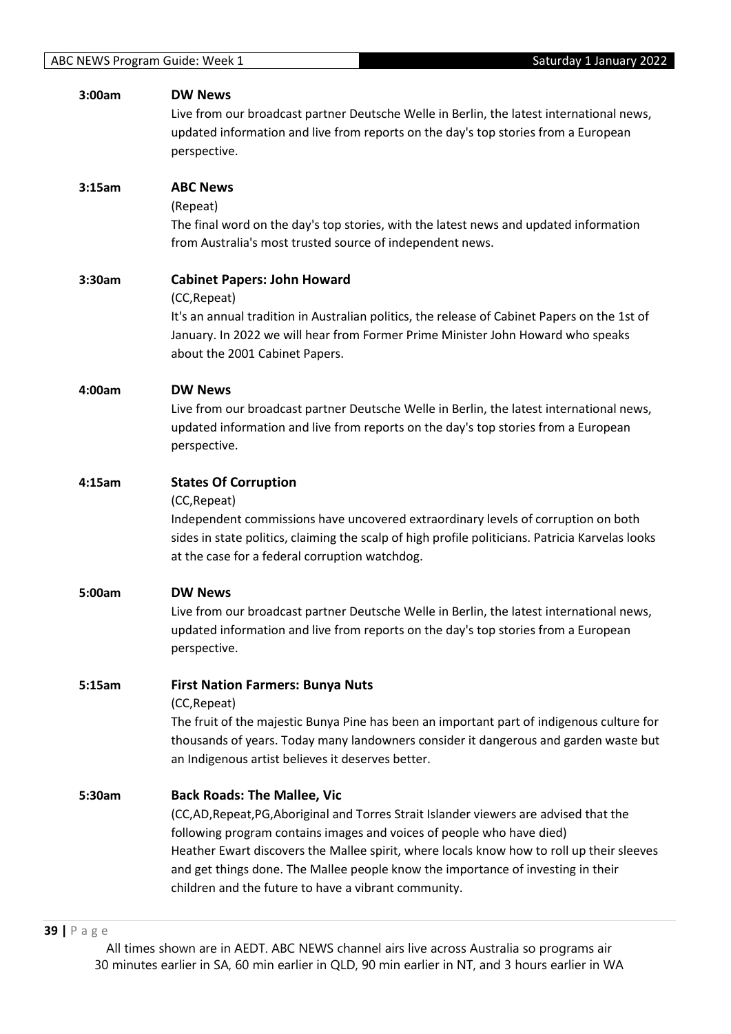**3:00am** **DW News**

Live from our broadcast partner Deutsche Welle in Berlin, the latest international news, updated information and live from reports on the day's top stories from a European perspective.

**3:15am** **ABC News**

(Repeat)

The final word on the day's top stories, with the latest news and updated information from Australia's most trusted source of independent news.

**3:30am** **Cabinet Papers: John Howard**

(CC,Repeat)

It's an annual tradition in Australian politics, the release of Cabinet Papers on the 1st of January. In 2022 we will hear from Former Prime Minister John Howard who speaks about the 2001 Cabinet Papers.

**4:00am** **DW News**

Live from our broadcast partner Deutsche Welle in Berlin, the latest international news, updated information and live from reports on the day's top stories from a European perspective.

**4:15am** **States Of Corruption**

(CC,Repeat)

Independent commissions have uncovered extraordinary levels of corruption on both sides in state politics, claiming the scalp of high profile politicians. Patricia Karvelas looks at the case for a federal corruption watchdog.

**5:00am** **DW News**

Live from our broadcast partner Deutsche Welle in Berlin, the latest international news, updated information and live from reports on the day's top stories from a European perspective.

**5:15am** **First Nation Farmers: Bunya Nuts**

(CC,Repeat)

The fruit of the majestic Bunya Pine has been an important part of indigenous culture for thousands of years. Today many landowners consider it dangerous and garden waste but an Indigenous artist believes it deserves better.

**5:30am** **Back Roads: The Mallee, Vic**

(CC,AD,Repeat,PG,Aboriginal and Torres Strait Islander viewers are advised that the following program contains images and voices of people who have died)

Heather Ewart discovers the Mallee spirit, where locals know how to roll up their sleeves and get things done. The Mallee people know the importance of investing in their children and the future to have a vibrant community.

All times shown are in AEDT. ABC NEWS channel airs live across Australia so programs air 30 minutes earlier in SA, 60 min earlier in QLD, 90 min earlier in NT, and 3 hours earlier in WA